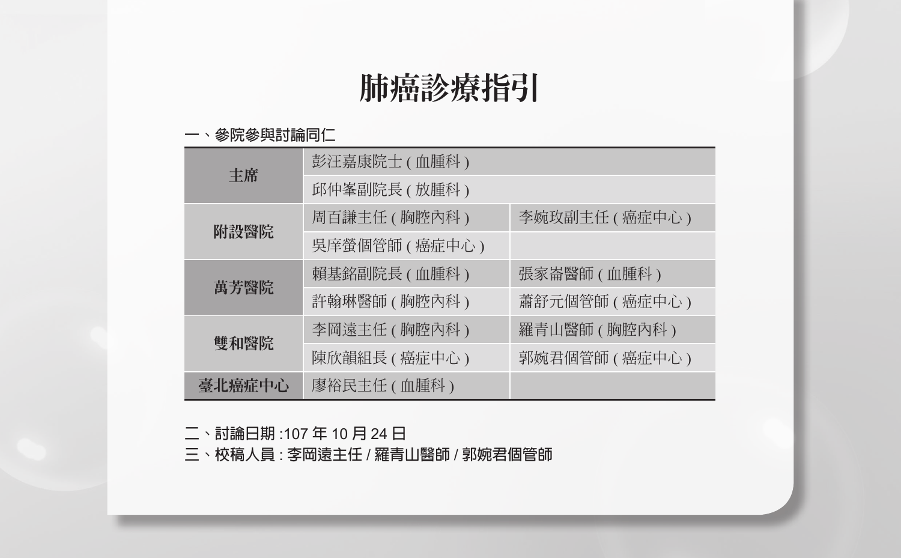# 肺癌診療指引

一、参院參與討論同仁

| | | |
|---|---|---|
| 主席 | 彭汪嘉康院士 ( 血腫科 ) | |
| | 邱仲峯副院長 ( 放腫科 ) | |
| 附設醫院 | 周百謙主任 ( 胸腔內科 ) | 李婉玫副主任 ( 癌症中心 ) |
| | 吳庠螢個管師 ( 癌症中心 ) | |
| 萬芳醫院 | 賴基銘副院長 ( 血腫科 ) | 張家崙醫師 ( 血腫科 ) |
| | 許翰琳醫師 ( 胸腔內科 ) | 蕭舒元個管師 ( 癌症中心 ) |
| 雙和醫院 | 李岡遠主任 ( 胸腔內科 ) | 羅青山醫師 ( 胸腔內科 ) |
| | 陳欣韻組長 ( 癌症中心 ) | 郭婉君個管師 ( 癌症中心 ) |
| 臺北癌症中心 | 廖裕民主任 ( 血腫科 ) | |

二、討論日期 :107 年 10 月 24 日

三、校稿人員 : 李岡遠主任 / 羅青山醫師 / 郭婉君個管師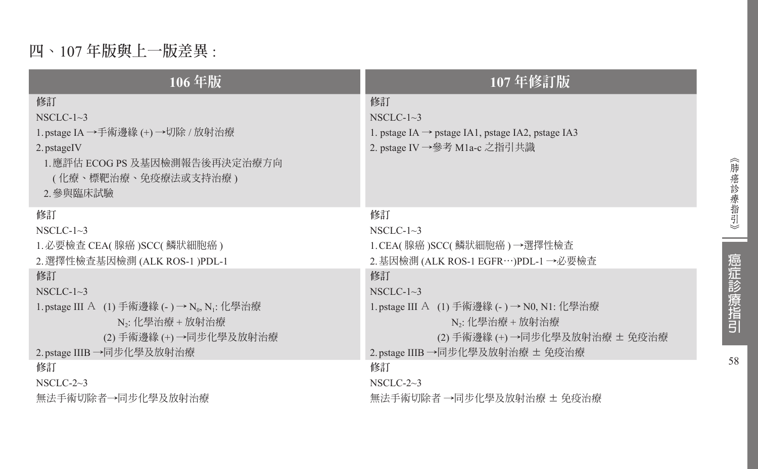## 四、107 年版與上一版差異 :

| 106 年版 | 107 年修訂版 |
| --- | --- |
| 修訂<br>NSCLC-1~3<br>1. pstage IA →手術邊緣 (+) →切除 / 放射治療<br>2. pstageIV<br>1. 應評估 ECOG PS 及基因檢測報告後再決定治療方向 ( 化療、標靶治療、免疫療法或支持治療 )<br>2. 參與臨床試驗 | 修訂<br>NSCLC-1~3<br>1. pstage IA → pstage IA1, pstage IA2, pstage IA3<br>2. pstage IV →參考 M1a-c 之指引共識 |
| 修訂<br>NSCLC-1~3<br>1. 必要檢查 CEA( 腺癌 )SCC( 鱗狀細胞癌 )<br>2. 選擇性檢查基因檢測 (ALK ROS-1 )PDL-1 | 修訂<br>NSCLC-1~3<br>1. CEA( 腺癌 )SCC( 鱗狀細胞癌 ) →選擇性檢查<br>2. 基因檢測 (ALK ROS-1 EGFR…)PDL-1 →必要檢查 |
| 修訂<br>NSCLC-1~3<br>1. pstage III Ａ (1) 手術邊緣 (- ) → $N_0$, $N_1$: 化學治療<br>$N_2$: 化學治療 + 放射治療<br>(2) 手術邊緣 (+) →同步化學及放射治療<br>2. pstage IIIB →同步化學及放射治療 | 修訂<br>NSCLC-1~3<br>1. pstage III Ａ (1) 手術邊緣 (- ) → N0, N1: 化學治療<br>$N_2$: 化學治療 + 放射治療<br>(2) 手術邊緣 (+) →同步化學及放射治療 ± 免疫治療<br>2. pstage IIIB →同步化學及放射治療 ± 免疫治療 |
| 修訂<br>NSCLC-2~3<br>無法手術切除者→同步化學及放射治療 | 修訂<br>NSCLC-2~3<br>無法手術切除者 →同步化學及放射治療 ± 免疫治療 |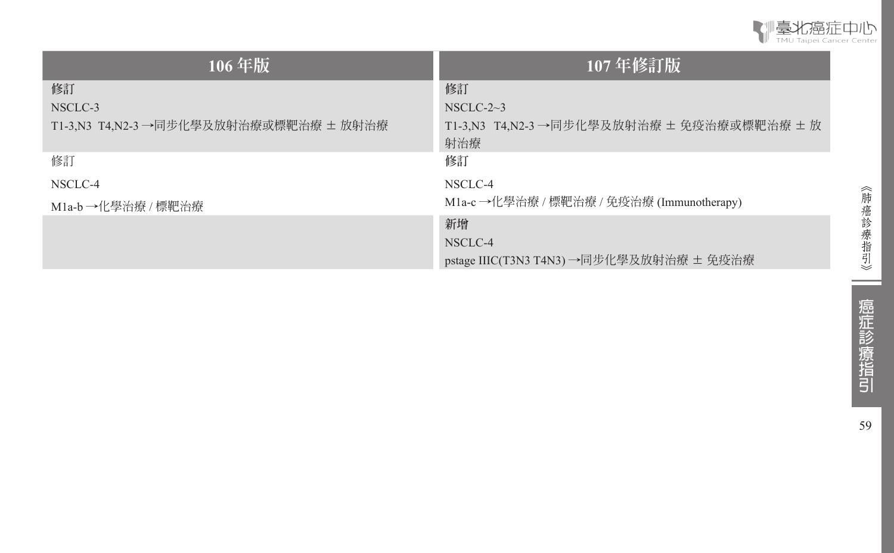| 106 年版 | 107 年修訂版 |
|---|---|
| 修訂<br>NSCLC-3<br>T1-3,N3 T4,N2-3 →同步化學及放射治療或標靶治療 ± 放射治療 | 修訂<br>NSCLC-2~3<br>T1-3,N3 T4,N2-3 →同步化學及放射治療 ± 免疫治療或標靶治療 ± 放射治療 |
| 修訂<br>NSCLC-4<br>M1a-b →化學治療 / 標靶治療 | 修訂<br>NSCLC-4<br>M1a-c →化學治療 / 標靶治療 / 免疫治療 (Immunotherapy) |
| | 新增<br>NSCLC-4<br>pstage IIIC(T3N3 T4N3) →同步化學及放射治療 ± 免疫治療 |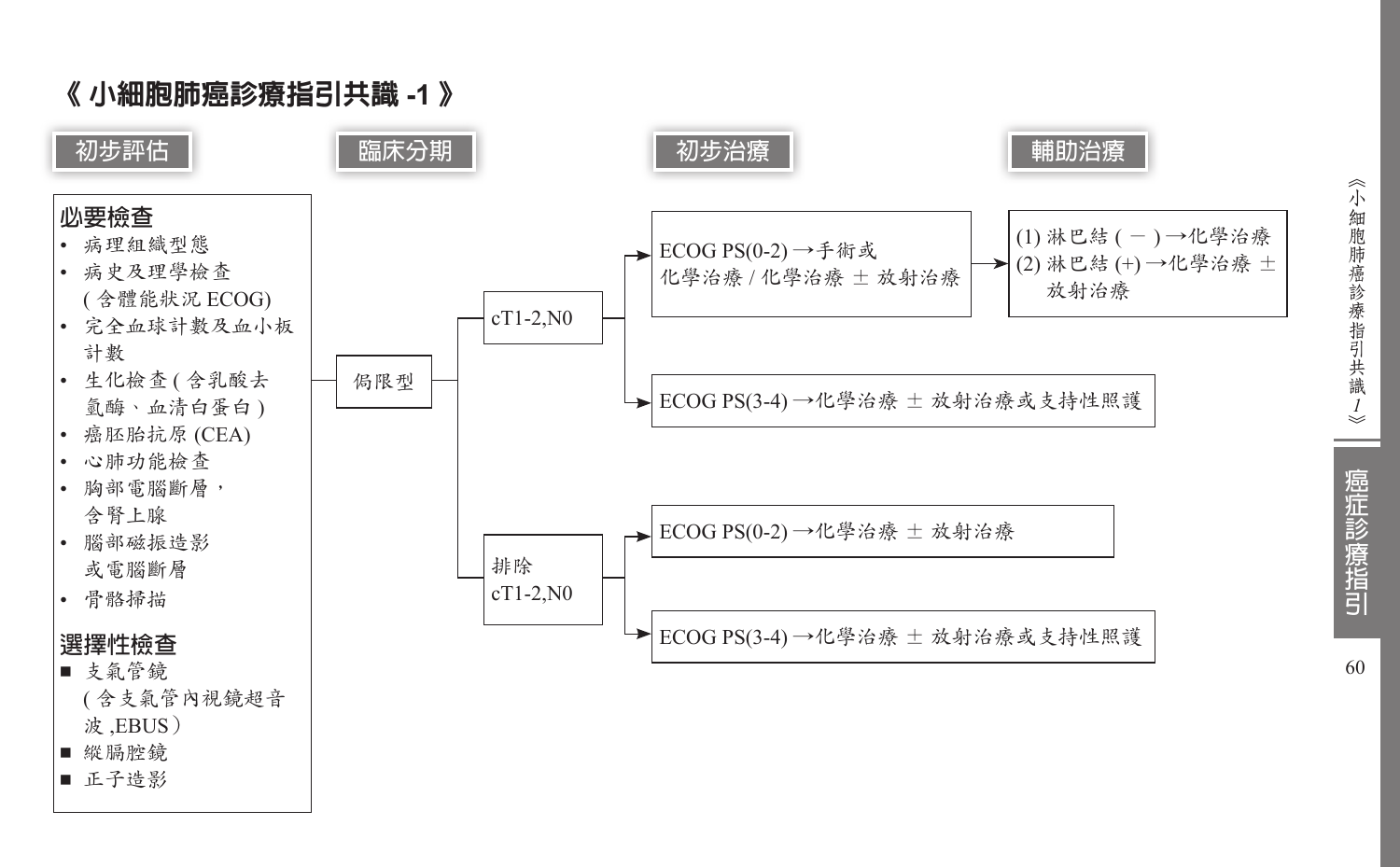# 《小細胞肺癌診療指引共識 -1》

## 初步評估

**必要檢查**

- 病理組織型態
- 病史及理學檢查 (含體能狀況 ECOG)
- 完全血球計數及血小板計數
- 生化檢查 (含乳酸去氫酶、血清白蛋白)
- 癌胚胎抗原 (CEA)
- 心肺功能檢查
- 胸部電腦斷層，含腎上腺
- 腦部磁振造影或電腦斷層
- 骨骼掃描

**選擇性檢查**

- 支氣管鏡 (含支氣管內視鏡超音波 ,EBUS)
- 縱膈腔鏡
- 正子造影

## 臨床分期 → 初步治療 → 輔助治療

侷限型

- cT1-2,N0
  - ECOG PS(0-2) →手術或化學治療 / 化學治療 ± 放射治療
    - 輔助治療：
      - (1) 淋巴結 (－)→化學治療
      - (2) 淋巴結 (+)→化學治療 ± 放射治療
  - ECOG PS(3-4) →化學治療 ± 放射治療或支持性照護
- 排除 cT1-2,N0
  - ECOG PS(0-2) →化學治療 ± 放射治療
  - ECOG PS(3-4) →化學治療 ± 放射治療或支持性照護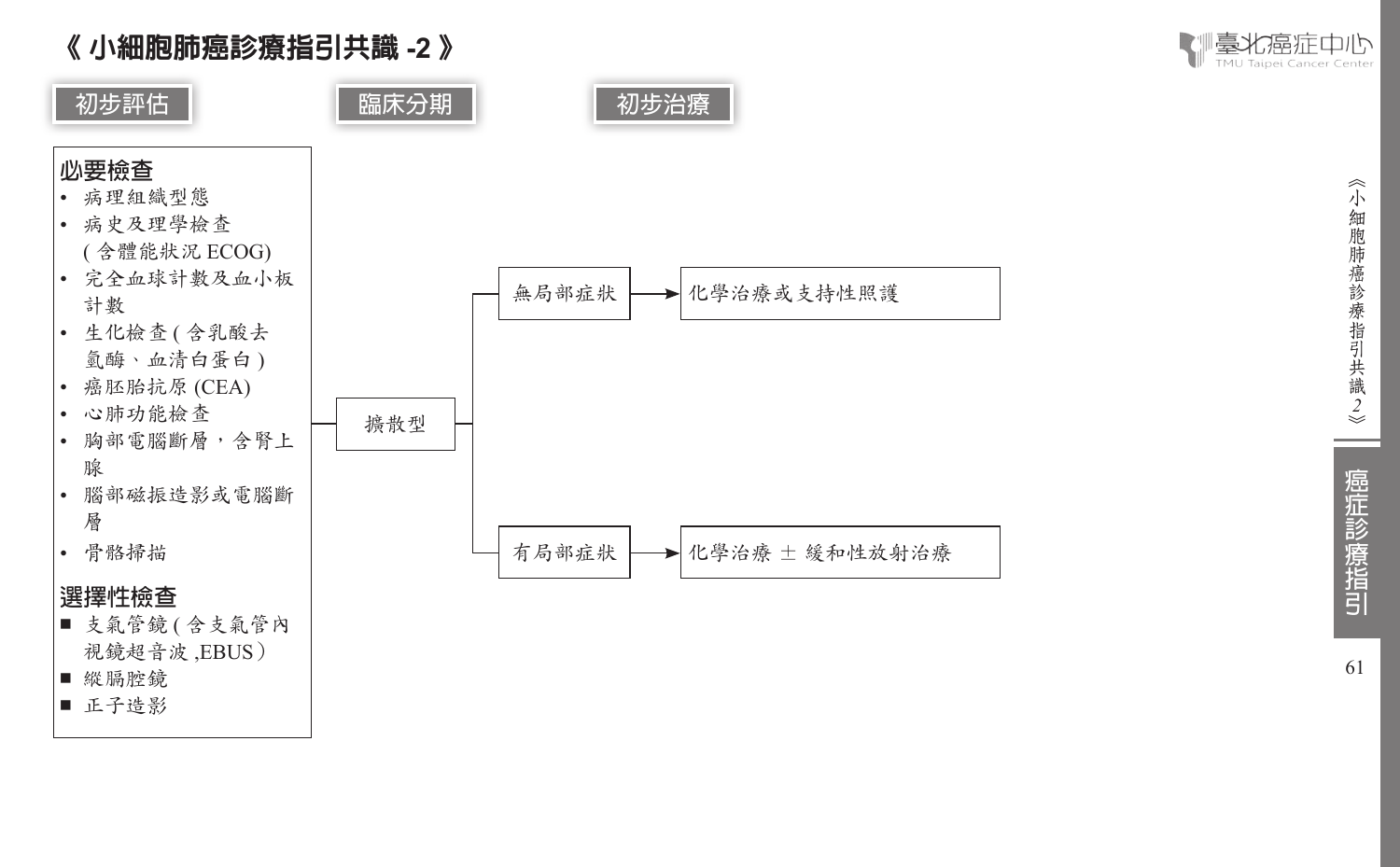# 《 小細胞肺癌診療指引共識 -2 》

| 初步評估 | 臨床分期 | 初步治療 |
| --- | --- | --- |

**必要檢查**

- 病理組織型態
- 病史及理學檢查 (含體能狀況 ECOG)
- 完全血球計數及血小板計數
- 生化檢查 (含乳酸去氫酶、血清白蛋白 )
- 癌胚胎抗原 (CEA)
- 心肺功能檢查
- 胸部電腦斷層，含腎上腺
- 腦部磁振造影或電腦斷層
- 骨骼掃描

**選擇性檢查**

- ■ 支氣管鏡 (含支氣管內視鏡超音波 ,EBUS）
- ■ 縱膈腔鏡
- ■ 正子造影

擴散型
- 無局部症狀 → 化學治療或支持性照護
- 有局部症狀 → 化學治療 ± 緩和性放射治療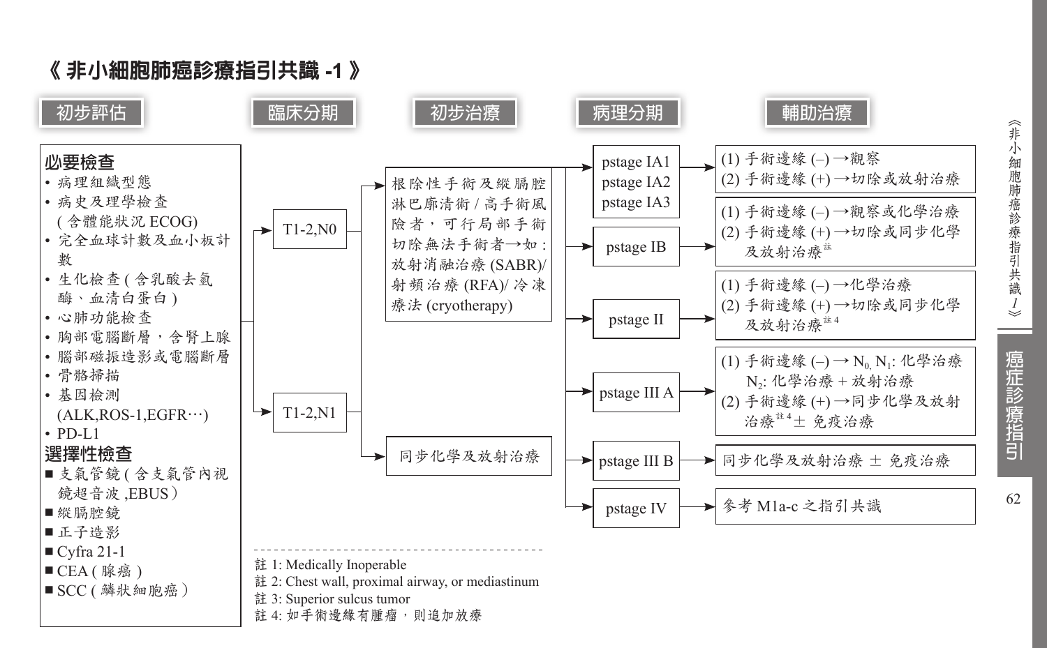# 《 非小細胞肺癌診療指引共識 -1 》

## 初步評估

**必要檢查**

- 病理組織型態
- 病史及理學檢查 ( 含體能狀況 ECOG)
- 完全血球計數及血小板計數
- 生化檢查 ( 含乳酸去氫酶、血清白蛋白 )
- 心肺功能檢查
- 胸部電腦斷層，含腎上腺
- 腦部磁振造影或電腦斷層
- 骨骼掃描
- 基因檢測 (ALK,ROS-1,EGFR…)
- PD-L1

**選擇性檢查**

- ■ 支氣管鏡 ( 含支氣管內視鏡超音波 ,EBUS）
- ■ 縱膈腔鏡
- ■ 正子造影
- ■ Cyfra 21-1
- ■ CEA ( 腺癌 )
- ■ SCC ( 鱗狀細胞癌）

## 臨床分期

- T1-2,N0
- T1-2,N1

## 初步治療

- 根除性手術及縱膈腔淋巴廓清術 / 高手術風險者，可行局部手術切除無法手術者→如 : 放射消融治療 (SABR)/ 射頻治療 (RFA)/ 冷凍療法 (cryotherapy)
- 同步化學及放射治療

## 病理分期 → 輔助治療

| 病理分期 | 輔助治療 |
|---|---|
| pstage IA1<br>pstage IA2<br>pstage IA3 | (1) 手術邊緣 (–) →觀察<br>(2) 手術邊緣 (+) →切除或放射治療 |
| pstage IB | (1) 手術邊緣 (–) →觀察或化學治療<br>(2) 手術邊緣 (+) →切除或同步化學及放射治療[註] |
| pstage II | (1) 手術邊緣 (–) →化學治療<br>(2) 手術邊緣 (+) →切除或同步化學及放射治療[註 4] |
| pstage III A | (1) 手術邊緣 (–) → $N_0$, $N_1$: 化學治療<br>$N_2$: 化學治療 + 放射治療<br>(2) 手術邊緣 (+) →同步化學及放射治療[註 4] ± 免疫治療 |
| pstage III B | 同步化學及放射治療 ± 免疫治療 |
| pstage IV | 參考 M1a-c 之指引共識 |

---

註 1: Medically Inoperable
註 2: Chest wall, proximal airway, or mediastinum
註 3: Superior sulcus tumor
註 4: 如手術邊緣有腫瘤，則追加放療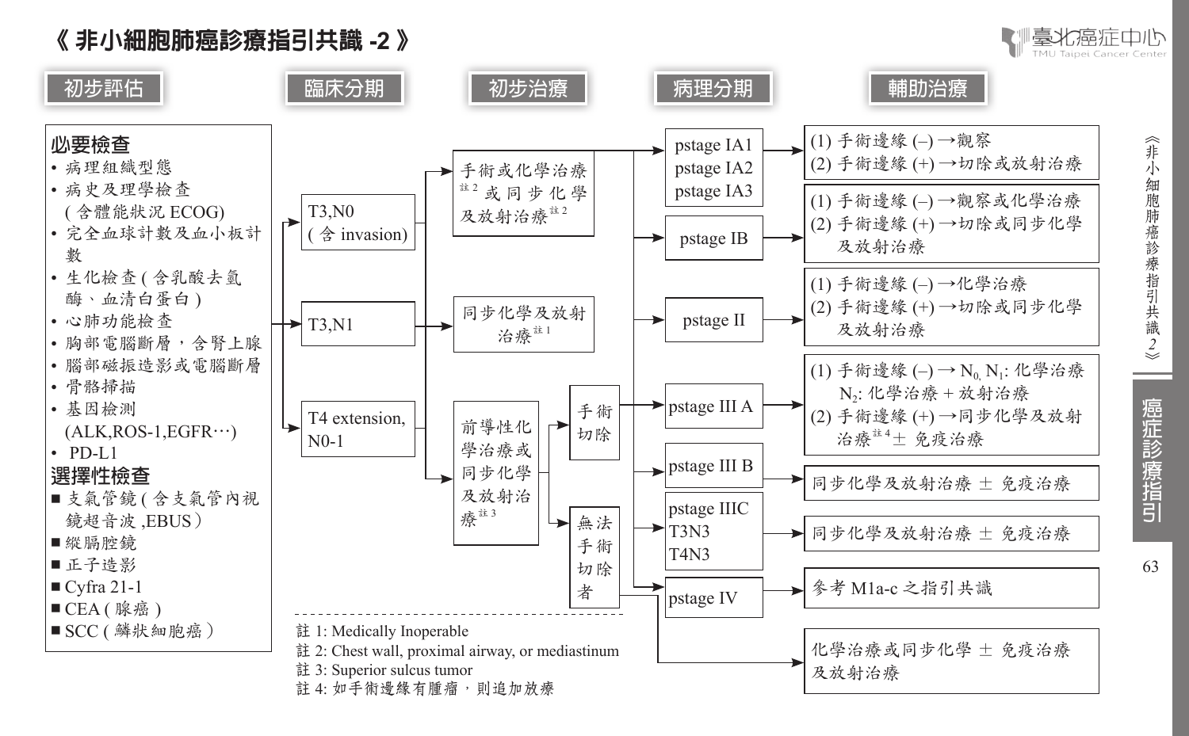# 《 非小細胞肺癌診療指引共識 -2 》

**初步評估** | **臨床分期** | **初步治療** | **病理分期** | **輔助治療**

## 初步評估

**必要檢查**

- 病理組織型態
- 病史及理學檢查 (含體能狀況 ECOG)
- 完全血球計數及血小板計數
- 生化檢查 (含乳酸去氫酶、血清白蛋白)
- 心肺功能檢查
- 胸部電腦斷層，含腎上腺
- 腦部磁振造影或電腦斷層
- 骨骼掃描
- 基因檢測 (ALK,ROS-1,EGFR…)
- PD-L1

**選擇性檢查**

- 支氣管鏡 (含支氣管內視鏡超音波 ,EBUS)
- 縱膈腔鏡
- 正子造影
- Cyfra 21-1
- CEA (腺癌)
- SCC (鱗狀細胞癌)

## 臨床分期 → 初步治療

- T3,N0 (含 invasion) → 手術或化學治療[註 2] 或同步化學及放射治療[註 2]
- T3,N1 → 同步化學及放射治療[註 1]
- T4 extension, N0-1 → 前導性化學治療或同步化學及放射治療[註 3]
  - → 手術切除
  - → 無法手術切除者

## 病理分期 → 輔助治療

- pstage IA1 / pstage IA2 / pstage IA3 →
  (1) 手術邊緣 (–) → 觀察
  (2) 手術邊緣 (+) → 切除或放射治療
- pstage IB →
  (1) 手術邊緣 (–) → 觀察或化學治療
  (2) 手術邊緣 (+) → 切除或同步化學及放射治療
- pstage II →
  (1) 手術邊緣 (–) → 化學治療
  (2) 手術邊緣 (+) → 切除或同步化學及放射治療
- pstage III A →
  (1) 手術邊緣 (–) → $N_0$, $N_1$: 化學治療；$N_2$: 化學治療 + 放射治療
  (2) 手術邊緣 (+) → 同步化學及放射治療[註 4] ± 免疫治療
- pstage III B → 同步化學及放射治療 ± 免疫治療
- pstage IIIC / T3N3 / T4N3 → 同步化學及放射治療 ± 免疫治療
- pstage IV → 參考 M1a-c 之指引共識
- 無法手術切除者 → 化學治療或同步化學 ± 免疫治療及放射治療

註 1: Medically Inoperable
註 2: Chest wall, proximal airway, or mediastinum
註 3: Superior sulcus tumor
註 4: 如手術邊緣有腫瘤，則追加放療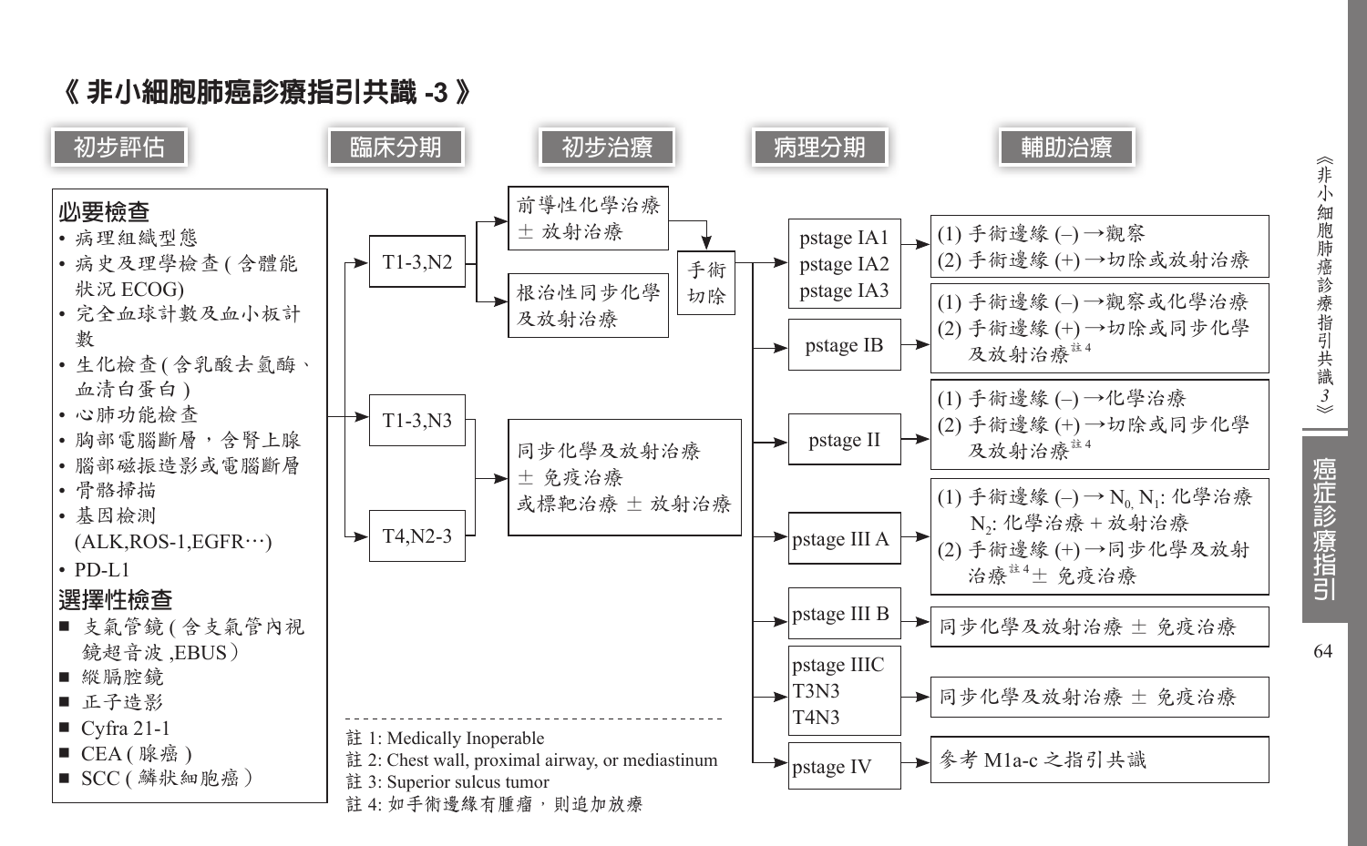# 《 非小細胞肺癌診療指引共識 -3 》

**初步評估**

**必要檢查**
- 病理組織型態
- 病史及理學檢查 ( 含體能狀況 ECOG)
- 完全血球計數及血小板計數
- 生化檢查 ( 含乳酸去氫酶、血清白蛋白 )
- 心肺功能檢查
- 胸部電腦斷層，含腎上腺
- 腦部磁振造影或電腦斷層
- 骨骼掃描
- 基因檢測 (ALK,ROS-1,EGFR…)
- PD-L1

**選擇性檢查**
- ■ 支氣管鏡 ( 含支氣管內視鏡超音波 ,EBUS）
- ■ 縱膈腔鏡
- ■ 正子造影
- ■ Cyfra 21-1
- ■ CEA ( 腺癌 )
- ■ SCC ( 鱗狀細胞癌 )

**臨床分期 → 初步治療**

- T1-3,N2
  - 前導性化學治療 ± 放射治療 → 手術切除
  - 根治性同步化學及放射治療
- T1-3,N3 → 同步化學及放射治療 ± 免疫治療 或標靶治療 ± 放射治療
- T4,N2-3 → 同步化學及放射治療 ± 免疫治療 或標靶治療 ± 放射治療

**手術切除 → 病理分期 → 輔助治療**

| 病理分期 | 輔助治療 |
| --- | --- |
| pstage IA1<br>pstage IA2<br>pstage IA3 | (1) 手術邊緣 (–) →觀察<br>(2) 手術邊緣 (+) →切除或放射治療 |
| pstage IB | (1) 手術邊緣 (–) →觀察或化學治療<br>(2) 手術邊緣 (+) →切除或同步化學及放射治療 [註4] |
| pstage II | (1) 手術邊緣 (–) →化學治療<br>(2) 手術邊緣 (+) →切除或同步化學及放射治療 [註4] |
| pstage III A | (1) 手術邊緣 (–) → $N_0$, $N_1$: 化學治療<br>$N_2$: 化學治療 + 放射治療<br>(2) 手術邊緣 (+) →同步化學及放射治療 [註4] ± 免疫治療 |
| pstage III B | 同步化學及放射治療 ± 免疫治療 |
| pstage IIIC<br>T3N3<br>T4N3 | 同步化學及放射治療 ± 免疫治療 |
| pstage IV | 參考 M1a-c 之指引共識 |

註 1: Medically Inoperable
註 2: Chest wall, proximal airway, or mediastinum
註 3: Superior sulcus tumor
註 4: 如手術邊緣有腫瘤，則追加放療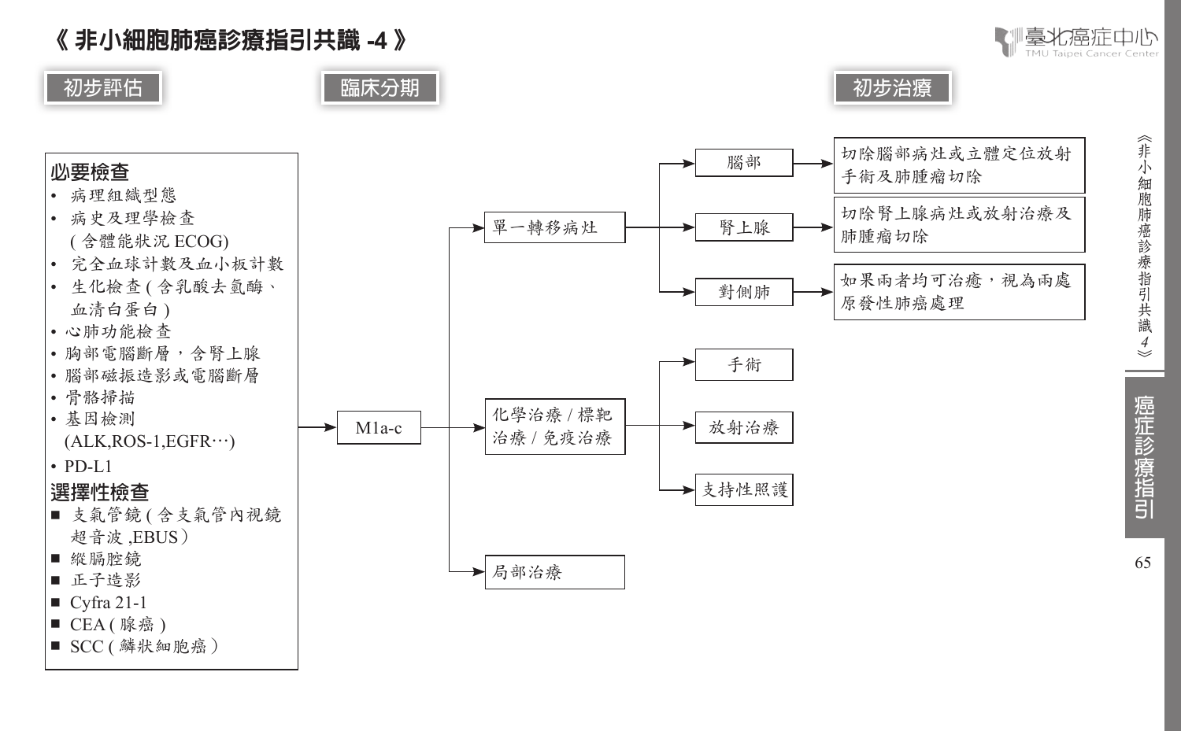# 《 非小細胞肺癌診療指引共識 -4 》

## 初步評估

**必要檢查**

- 病理組織型態
- 病史及理學檢查 (含體能狀況 ECOG)
- 完全血球計數及血小板計數
- 生化檢查 (含乳酸去氫酶、血清白蛋白)
- 心肺功能檢查
- 胸部電腦斷層，含腎上腺
- 腦部磁振造影或電腦斷層
- 骨骼掃描
- 基因檢測 (ALK,ROS-1,EGFR…)
- PD-L1

**選擇性檢查**

- 支氣管鏡 (含支氣管內視鏡超音波 ,EBUS)
- 縱膈腔鏡
- 正子造影
- Cyfra 21-1
- CEA ( 腺癌 )
- SCC ( 鱗狀細胞癌 )

## 臨床分期

M1a-c

## 初步治療

- 單一轉移病灶
  - 腦部 → 切除腦部病灶或立體定位放射手術及肺腫瘤切除
  - 腎上腺 → 切除腎上腺病灶或放射治療及肺腫瘤切除
  - 對側肺 → 如果兩者均可治癒，視為兩處原發性肺癌處理
- 化學治療 / 標靶治療 / 免疫治療
  - 手術
  - 放射治療
  - 支持性照護
- 局部治療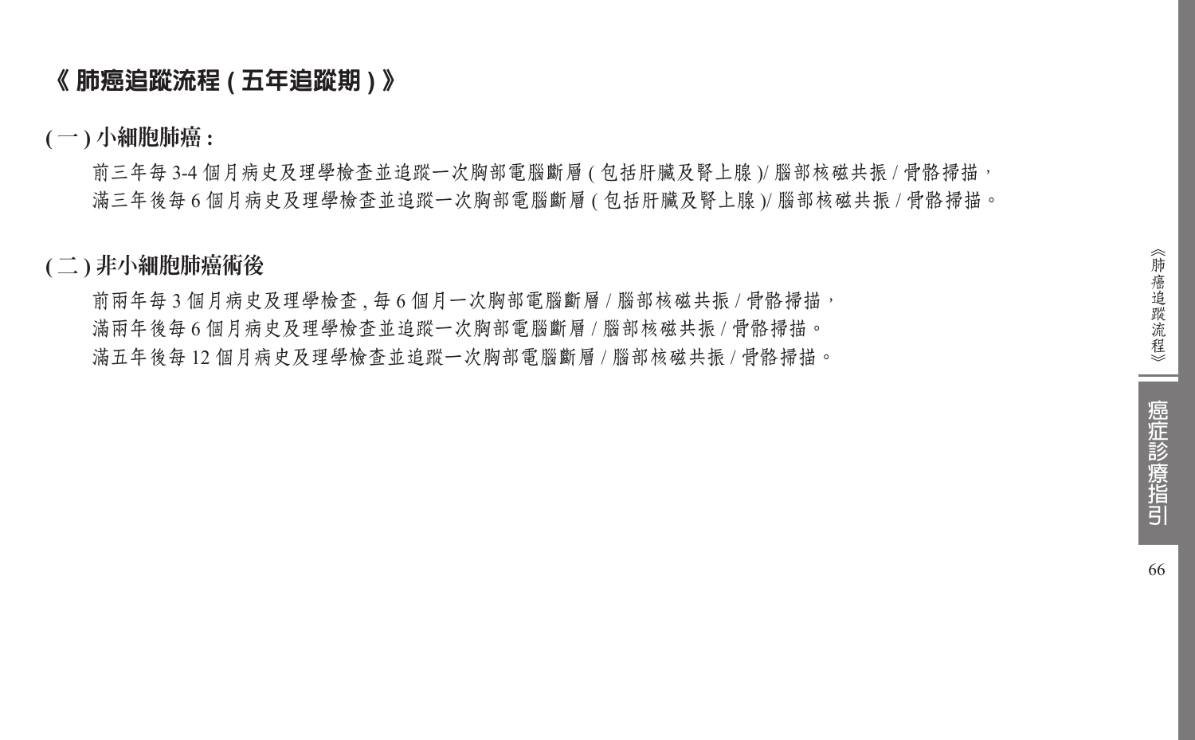# 《 肺癌追蹤流程 ( 五年追蹤期 ) 》

## ( 一 ) 小細胞肺癌 :

前三年每 3-4 個月病史及理學檢查並追蹤一次胸部電腦斷層 ( 包括肝臟及腎上腺 )/ 腦部核磁共振 / 骨骼掃描，
滿三年後每 6 個月病史及理學檢查並追蹤一次胸部電腦斷層 ( 包括肝臟及腎上腺 )/ 腦部核磁共振 / 骨骼掃描。

## ( 二 ) 非小細胞肺癌術後

前兩年每 3 個月病史及理學檢查 , 每 6 個月一次胸部電腦斷層 / 腦部核磁共振 / 骨骼掃描，
滿兩年後每 6 個月病史及理學檢查並追蹤一次胸部電腦斷層 / 腦部核磁共振 / 骨骼掃描。
滿五年後每 12 個月病史及理學檢查並追蹤一次胸部電腦斷層 / 腦部核磁共振 / 骨骼掃描。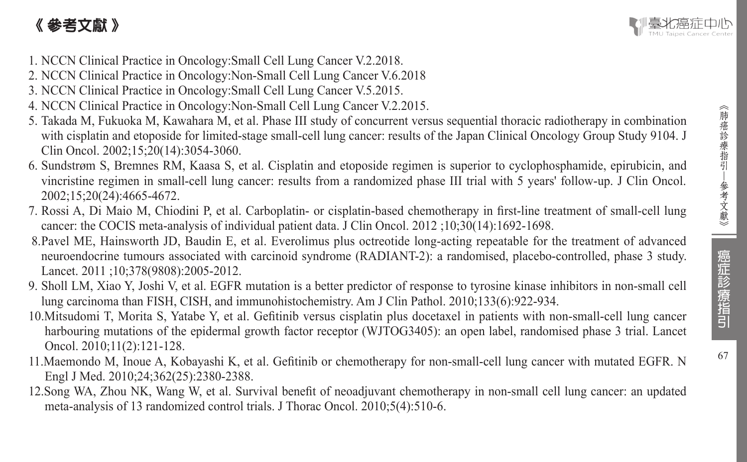# 《 參考文獻 》

1. NCCN Clinical Practice in Oncology:Small Cell Lung Cancer V.2.2018.
2. NCCN Clinical Practice in Oncology:Non-Small Cell Lung Cancer V.6.2018
3. NCCN Clinical Practice in Oncology:Small Cell Lung Cancer V.5.2015.
4. NCCN Clinical Practice in Oncology:Non-Small Cell Lung Cancer V.2.2015.
5. Takada M, Fukuoka M, Kawahara M, et al. Phase III study of concurrent versus sequential thoracic radiotherapy in combination with cisplatin and etoposide for limited-stage small-cell lung cancer: results of the Japan Clinical Oncology Group Study 9104. J Clin Oncol. 2002;15;20(14):3054-3060.
6. Sundstrøm S, Bremnes RM, Kaasa S, et al. Cisplatin and etoposide regimen is superior to cyclophosphamide, epirubicin, and vincristine regimen in small-cell lung cancer: results from a randomized phase III trial with 5 years' follow-up. J Clin Oncol. 2002;15;20(24):4665-4672.
7. Rossi A, Di Maio M, Chiodini P, et al. Carboplatin- or cisplatin-based chemotherapy in first-line treatment of small-cell lung cancer: the COCIS meta-analysis of individual patient data. J Clin Oncol. 2012 ;10;30(14):1692-1698.
8. Pavel ME, Hainsworth JD, Baudin E, et al. Everolimus plus octreotide long-acting repeatable for the treatment of advanced neuroendocrine tumours associated with carcinoid syndrome (RADIANT-2): a randomised, placebo-controlled, phase 3 study. Lancet. 2011 ;10;378(9808):2005-2012.
9. Sholl LM, Xiao Y, Joshi V, et al. EGFR mutation is a better predictor of response to tyrosine kinase inhibitors in non-small cell lung carcinoma than FISH, CISH, and immunohistochemistry. Am J Clin Pathol. 2010;133(6):922-934.
10. Mitsudomi T, Morita S, Yatabe Y, et al. Gefitinib versus cisplatin plus docetaxel in patients with non-small-cell lung cancer harbouring mutations of the epidermal growth factor receptor (WJTOG3405): an open label, randomised phase 3 trial. Lancet Oncol. 2010;11(2):121-128.
11. Maemondo M, Inoue A, Kobayashi K, et al. Gefitinib or chemotherapy for non-small-cell lung cancer with mutated EGFR. N Engl J Med. 2010;24;362(25):2380-2388.
12. Song WA, Zhou NK, Wang W, et al. Survival benefit of neoadjuvant chemotherapy in non-small cell lung cancer: an updated meta-analysis of 13 randomized control trials. J Thorac Oncol. 2010;5(4):510-6.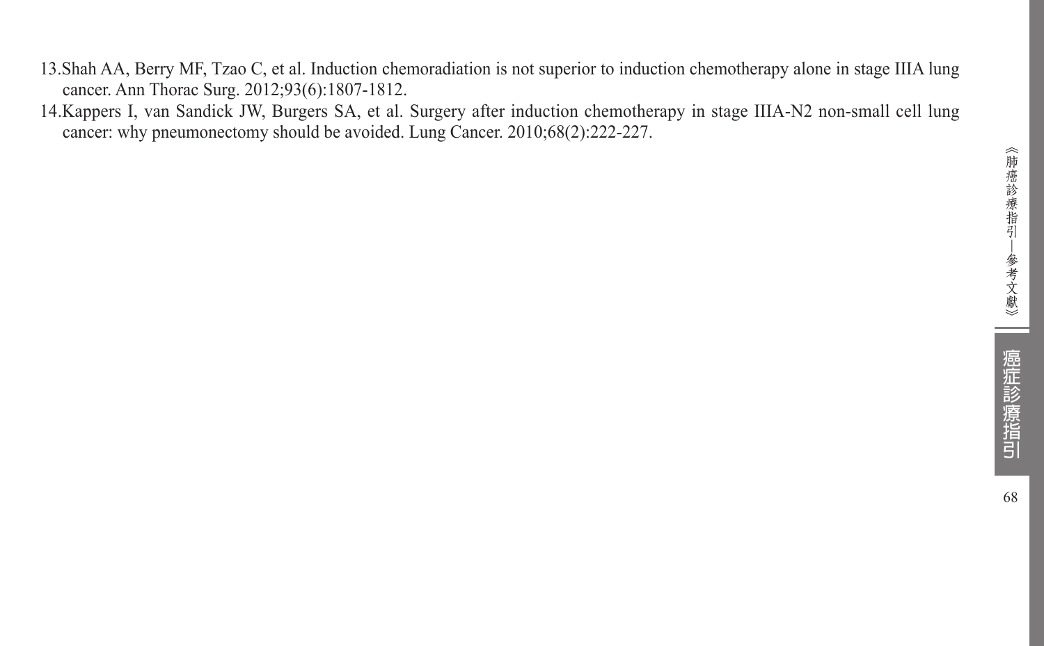13.Shah AA, Berry MF, Tzao C, et al. Induction chemoradiation is not superior to induction chemotherapy alone in stage IIIA lung cancer. Ann Thorac Surg. 2012;93(6):1807-1812.

14.Kappers I, van Sandick JW, Burgers SA, et al. Surgery after induction chemotherapy in stage IIIA-N2 non-small cell lung cancer: why pneumonectomy should be avoided. Lung Cancer. 2010;68(2):222-227.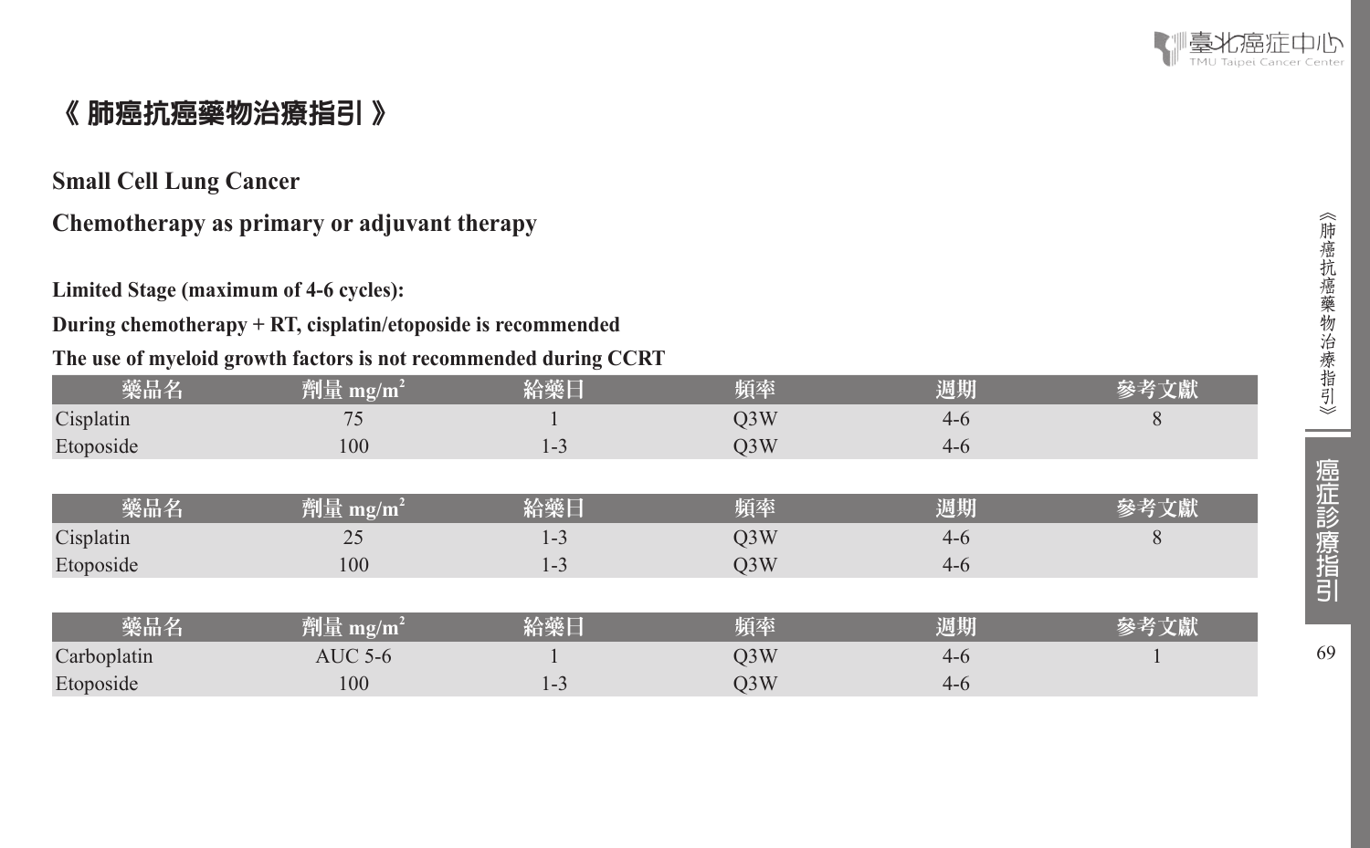# 《 肺癌抗癌藥物治療指引 》

## Small Cell Lung Cancer

## Chemotherapy as primary or adjuvant therapy

**Limited Stage (maximum of 4-6 cycles):**

**During chemotherapy + RT, cisplatin/etoposide is recommended**

**The use of myeloid growth factors is not recommended during CCRT**

| 藥品名 | 劑量 $mg/m^2$ | 給藥日 | 頻率 | 週期 | 參考文獻 |
|---|---|---|---|---|---|
| Cisplatin | 75 | 1 | Q3W | 4-6 | 8 |
| Etoposide | 100 | 1-3 | Q3W | 4-6 | |

| 藥品名 | 劑量 $mg/m^2$ | 給藥日 | 頻率 | 週期 | 參考文獻 |
|---|---|---|---|---|---|
| Cisplatin | 25 | 1-3 | Q3W | 4-6 | 8 |
| Etoposide | 100 | 1-3 | Q3W | 4-6 | |

| 藥品名 | 劑量 $mg/m^2$ | 給藥日 | 頻率 | 週期 | 參考文獻 |
|---|---|---|---|---|---|
| Carboplatin | AUC 5-6 | 1 | Q3W | 4-6 | 1 |
| Etoposide | 100 | 1-3 | Q3W | 4-6 | |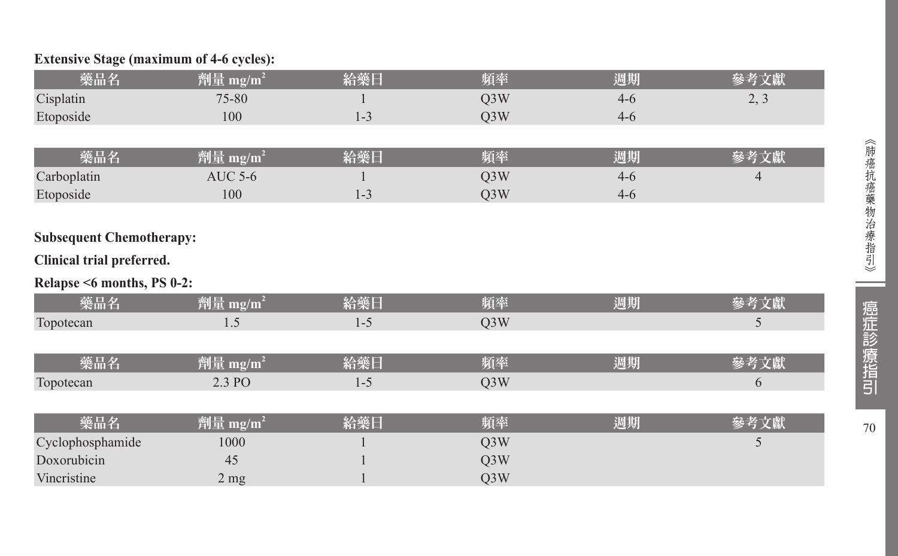**Extensive Stage (maximum of 4-6 cycles):**

| 藥品名 | 劑量 mg/m$^2$ | 給藥日 | 頻率 | 週期 | 參考文獻 |
|---|---|---|---|---|---|
| Cisplatin | 75-80 | 1 | Q3W | 4-6 | 2, 3 |
| Etoposide | 100 | 1-3 | Q3W | 4-6 | |

| 藥品名 | 劑量 mg/m$^2$ | 給藥日 | 頻率 | 週期 | 參考文獻 |
|---|---|---|---|---|---|
| Carboplatin | AUC 5-6 | 1 | Q3W | 4-6 | 4 |
| Etoposide | 100 | 1-3 | Q3W | 4-6 | |

**Subsequent Chemotherapy:**

**Clinical trial preferred.**

**Relapse <6 months, PS 0-2:**

| 藥品名 | 劑量 mg/m$^2$ | 給藥日 | 頻率 | 週期 | 參考文獻 |
|---|---|---|---|---|---|
| Topotecan | 1.5 | 1-5 | Q3W | | 5 |

| 藥品名 | 劑量 mg/m$^2$ | 給藥日 | 頻率 | 週期 | 參考文獻 |
|---|---|---|---|---|---|
| Topotecan | 2.3 PO | 1-5 | Q3W | | 6 |

| 藥品名 | 劑量 mg/m$^2$ | 給藥日 | 頻率 | 週期 | 參考文獻 |
|---|---|---|---|---|---|
| Cyclophosphamide | 1000 | 1 | Q3W | | 5 |
| Doxorubicin | 45 | 1 | Q3W | | |
| Vincristine | 2 mg | 1 | Q3W | | |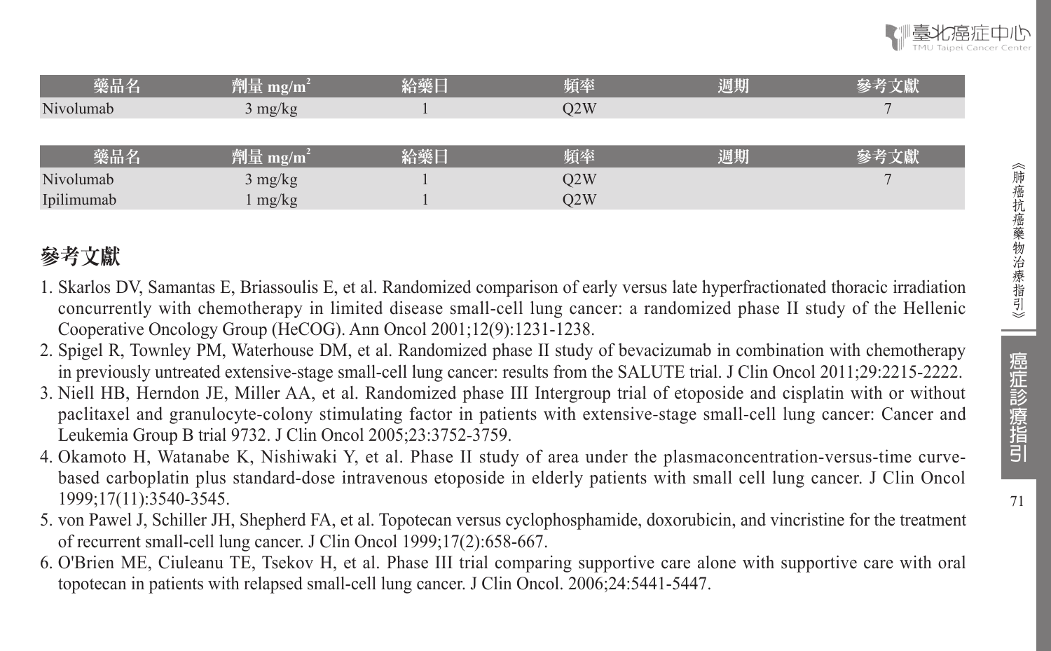| 藥品名 | 劑量 mg/m² | 給藥日 | 頻率 | 週期 | 參考文獻 |
| --- | --- | --- | --- | --- | --- |
| Nivolumab | 3 mg/kg | 1 | Q2W | | 7 |

| 藥品名 | 劑量 mg/m² | 給藥日 | 頻率 | 週期 | 參考文獻 |
| --- | --- | --- | --- | --- | --- |
| Nivolumab | 3 mg/kg | 1 | Q2W | | 7 |
| Ipilimumab | 1 mg/kg | 1 | Q2W | | |

## 參考文獻

1. Skarlos DV, Samantas E, Briassoulis E, et al. Randomized comparison of early versus late hyperfractionated thoracic irradiation concurrently with chemotherapy in limited disease small-cell lung cancer: a randomized phase II study of the Hellenic Cooperative Oncology Group (HeCOG). Ann Oncol 2001;12(9):1231-1238.
2. Spigel R, Townley PM, Waterhouse DM, et al. Randomized phase II study of bevacizumab in combination with chemotherapy in previously untreated extensive-stage small-cell lung cancer: results from the SALUTE trial. J Clin Oncol 2011;29:2215-2222.
3. Niell HB, Herndon JE, Miller AA, et al. Randomized phase III Intergroup trial of etoposide and cisplatin with or without paclitaxel and granulocyte-colony stimulating factor in patients with extensive-stage small-cell lung cancer: Cancer and Leukemia Group B trial 9732. J Clin Oncol 2005;23:3752-3759.
4. Okamoto H, Watanabe K, Nishiwaki Y, et al. Phase II study of area under the plasmaconcentration-versus-time curve-based carboplatin plus standard-dose intravenous etoposide in elderly patients with small cell lung cancer. J Clin Oncol 1999;17(11):3540-3545.
5. von Pawel J, Schiller JH, Shepherd FA, et al. Topotecan versus cyclophosphamide, doxorubicin, and vincristine for the treatment of recurrent small-cell lung cancer. J Clin Oncol 1999;17(2):658-667.
6. O'Brien ME, Ciuleanu TE, Tsekov H, et al. Phase III trial comparing supportive care alone with supportive care with oral topotecan in patients with relapsed small-cell lung cancer. J Clin Oncol. 2006;24:5441-5447.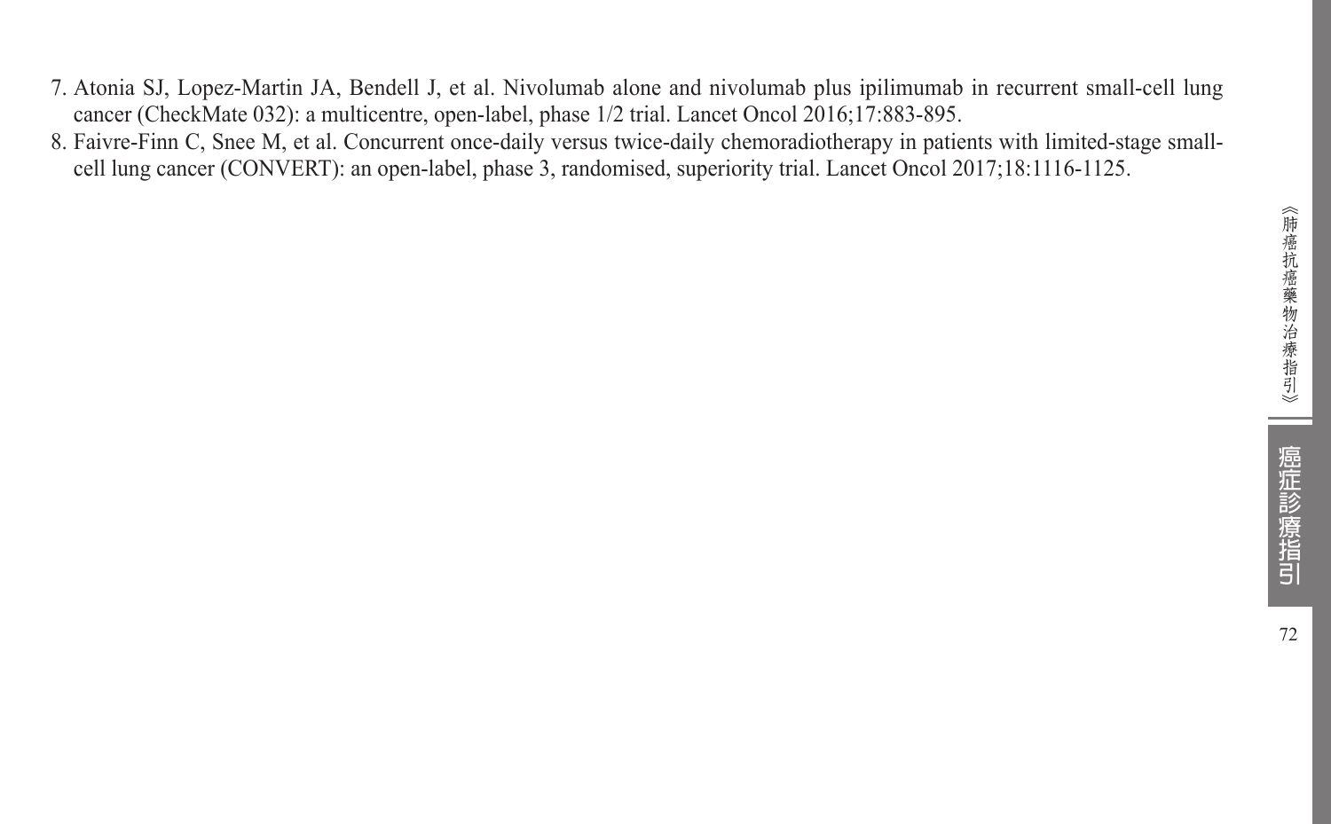7. Atonia SJ, Lopez-Martin JA, Bendell J, et al. Nivolumab alone and nivolumab plus ipilimumab in recurrent small-cell lung cancer (CheckMate 032): a multicentre, open-label, phase 1/2 trial. Lancet Oncol 2016;17:883-895.
8. Faivre-Finn C, Snee M, et al. Concurrent once-daily versus twice-daily chemoradiotherapy in patients with limited-stage small-cell lung cancer (CONVERT): an open-label, phase 3, randomised, superiority trial. Lancet Oncol 2017;18:1116-1125.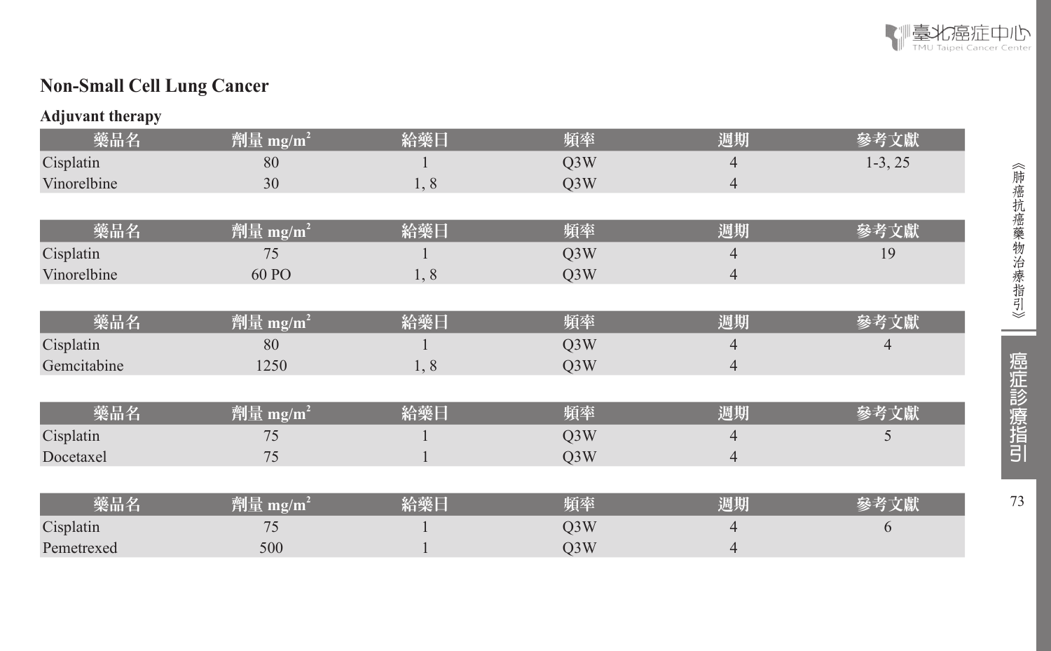## Non-Small Cell Lung Cancer

### Adjuvant therapy

| 藥品名 | 劑量 mg/m² | 給藥日 | 頻率 | 週期 | 參考文獻 |
|---|---|---|---|---|---|
| Cisplatin | 80 | 1 | Q3W | 4 | 1-3, 25 |
| Vinorelbine | 30 | 1, 8 | Q3W | 4 | |

| 藥品名 | 劑量 mg/m² | 給藥日 | 頻率 | 週期 | 參考文獻 |
|---|---|---|---|---|---|
| Cisplatin | 75 | 1 | Q3W | 4 | 19 |
| Vinorelbine | 60 PO | 1, 8 | Q3W | 4 | |

| 藥品名 | 劑量 mg/m² | 給藥日 | 頻率 | 週期 | 參考文獻 |
|---|---|---|---|---|---|
| Cisplatin | 80 | 1 | Q3W | 4 | 4 |
| Gemcitabine | 1250 | 1, 8 | Q3W | 4 | |

| 藥品名 | 劑量 mg/m² | 給藥日 | 頻率 | 週期 | 參考文獻 |
|---|---|---|---|---|---|
| Cisplatin | 75 | 1 | Q3W | 4 | 5 |
| Docetaxel | 75 | 1 | Q3W | 4 | |

| 藥品名 | 劑量 mg/m² | 給藥日 | 頻率 | 週期 | 參考文獻 |
|---|---|---|---|---|---|
| Cisplatin | 75 | 1 | Q3W | 4 | 6 |
| Pemetrexed | 500 | 1 | Q3W | 4 | |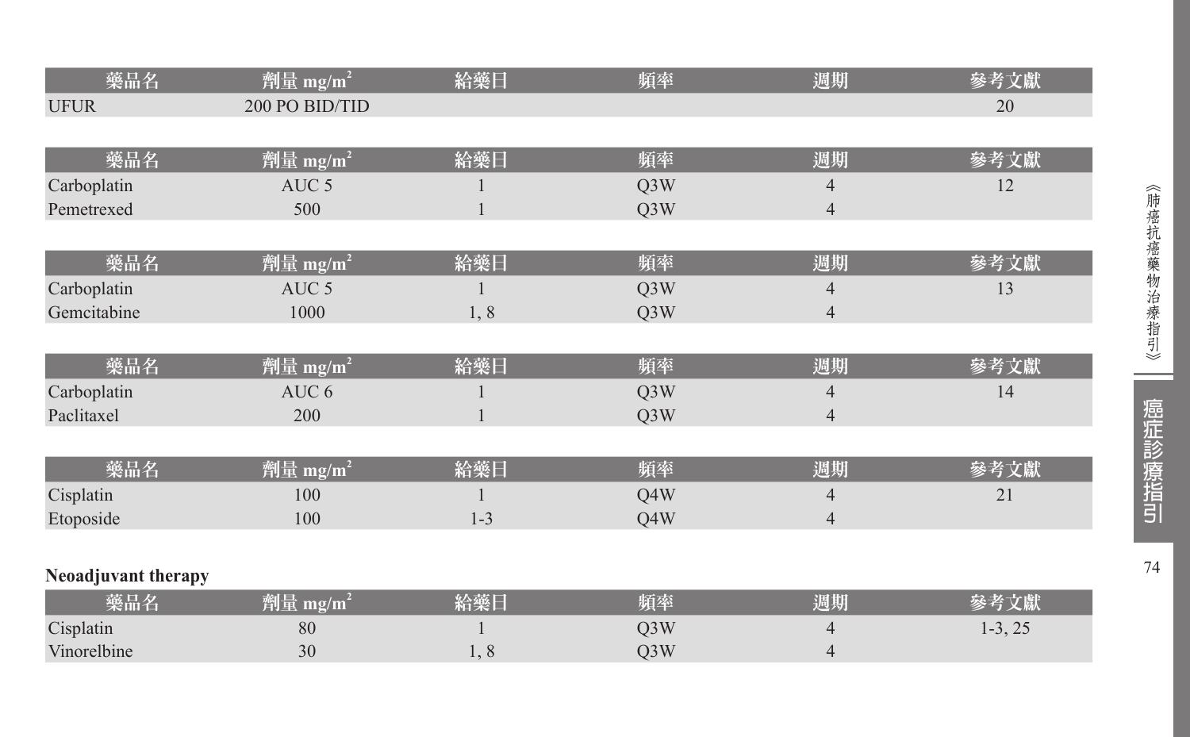| 藥品名 | 劑量 $mg/m^2$ | 給藥日 | 頻率 | 週期 | 參考文獻 |
|---|---|---|---|---|---|
| UFUR | 200 PO BID/TID | | | | 20 |

| 藥品名 | 劑量 $mg/m^2$ | 給藥日 | 頻率 | 週期 | 參考文獻 |
|---|---|---|---|---|---|
| Carboplatin | AUC 5 | 1 | Q3W | 4 | 12 |
| Pemetrexed | 500 | 1 | Q3W | 4 | |

| 藥品名 | 劑量 $mg/m^2$ | 給藥日 | 頻率 | 週期 | 參考文獻 |
|---|---|---|---|---|---|
| Carboplatin | AUC 5 | 1 | Q3W | 4 | 13 |
| Gemcitabine | 1000 | 1, 8 | Q3W | 4 | |

| 藥品名 | 劑量 $mg/m^2$ | 給藥日 | 頻率 | 週期 | 參考文獻 |
|---|---|---|---|---|---|
| Carboplatin | AUC 6 | 1 | Q3W | 4 | 14 |
| Paclitaxel | 200 | 1 | Q3W | 4 | |

| 藥品名 | 劑量 $mg/m^2$ | 給藥日 | 頻率 | 週期 | 參考文獻 |
|---|---|---|---|---|---|
| Cisplatin | 100 | 1 | Q4W | 4 | 21 |
| Etoposide | 100 | 1-3 | Q4W | 4 | |

**Neoadjuvant therapy**

| 藥品名 | 劑量 $mg/m^2$ | 給藥日 | 頻率 | 週期 | 參考文獻 |
|---|---|---|---|---|---|
| Cisplatin | 80 | 1 | Q3W | 4 | 1-3, 25 |
| Vinorelbine | 30 | 1, 8 | Q3W | 4 | |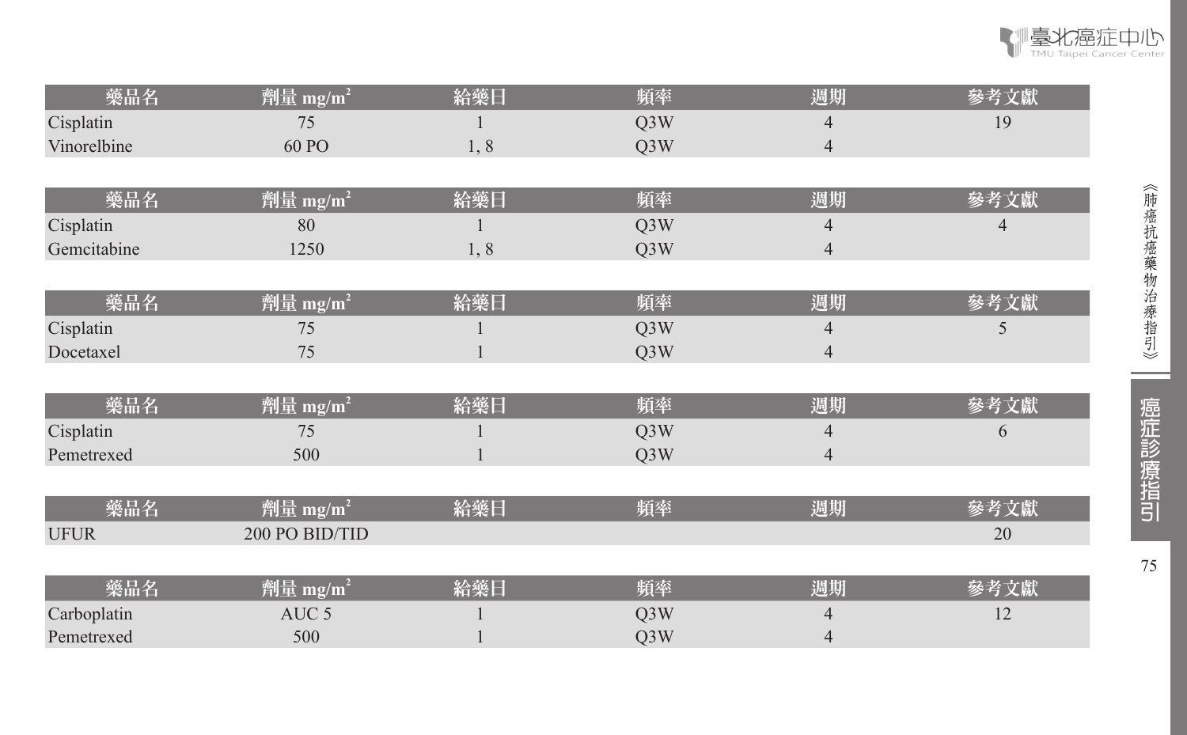| 藥品名 | 劑量 mg/m$^2$ | 給藥日 | 頻率 | 週期 | 參考文獻 |
|---|---|---|---|---|---|
| Cisplatin | 75 | 1 | Q3W | 4 | 19 |
| Vinorelbine | 60 PO | 1, 8 | Q3W | 4 | |

| 藥品名 | 劑量 mg/m$^2$ | 給藥日 | 頻率 | 週期 | 參考文獻 |
|---|---|---|---|---|---|
| Cisplatin | 80 | 1 | Q3W | 4 | 4 |
| Gemcitabine | 1250 | 1, 8 | Q3W | 4 | |

| 藥品名 | 劑量 mg/m$^2$ | 給藥日 | 頻率 | 週期 | 參考文獻 |
|---|---|---|---|---|---|
| Cisplatin | 75 | 1 | Q3W | 4 | 5 |
| Docetaxel | 75 | 1 | Q3W | 4 | |

| 藥品名 | 劑量 mg/m$^2$ | 給藥日 | 頻率 | 週期 | 參考文獻 |
|---|---|---|---|---|---|
| Cisplatin | 75 | 1 | Q3W | 4 | 6 |
| Pemetrexed | 500 | 1 | Q3W | 4 | |

| 藥品名 | 劑量 mg/m$^2$ | 給藥日 | 頻率 | 週期 | 參考文獻 |
|---|---|---|---|---|---|
| UFUR | 200 PO BID/TID | | | | 20 |

| 藥品名 | 劑量 mg/m$^2$ | 給藥日 | 頻率 | 週期 | 參考文獻 |
|---|---|---|---|---|---|
| Carboplatin | AUC 5 | 1 | Q3W | 4 | 12 |
| Pemetrexed | 500 | 1 | Q3W | 4 | |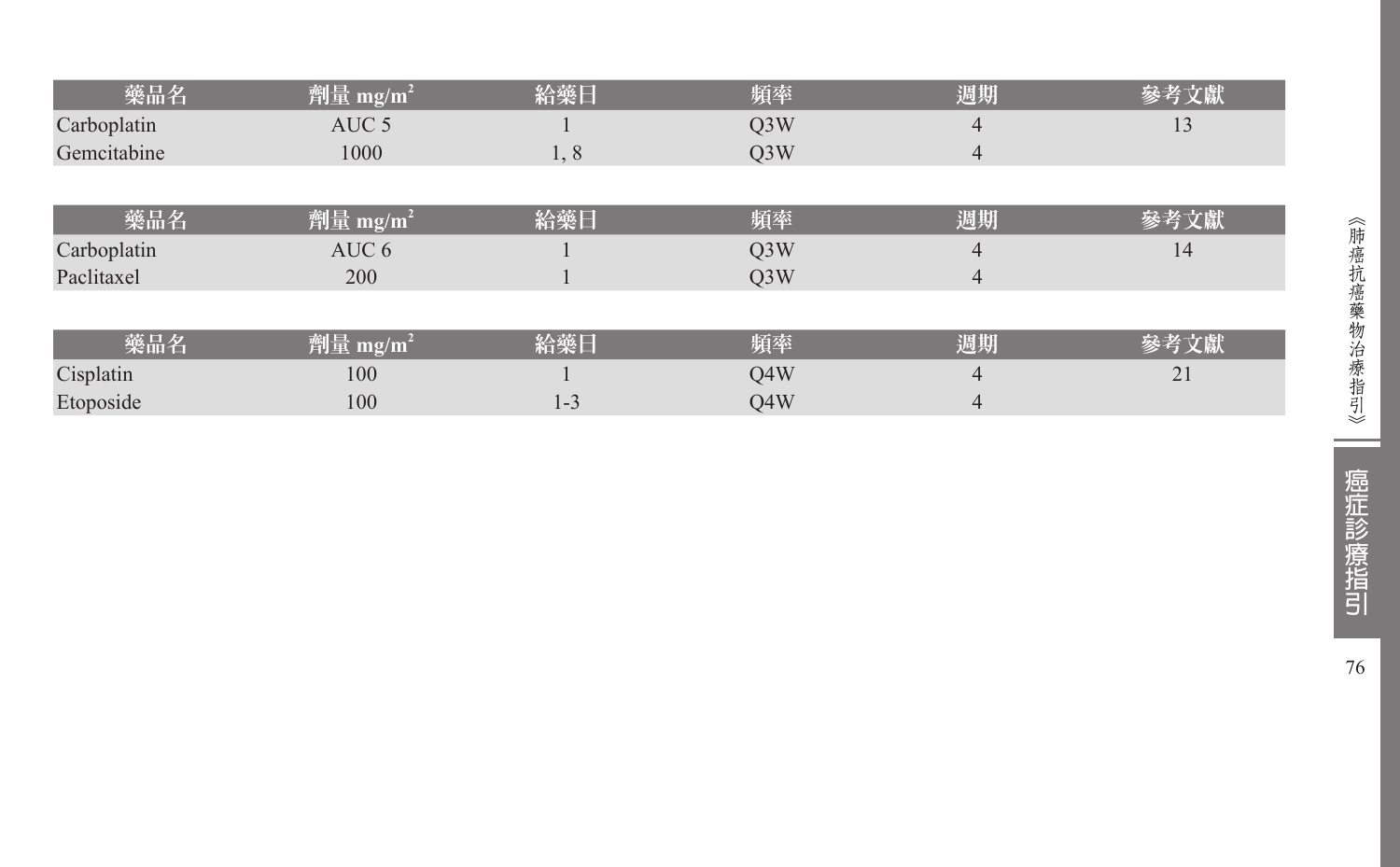| 藥品名 | 劑量 $mg/m^2$ | 給藥日 | 頻率 | 週期 | 參考文獻 |
|---|---|---|---|---|---|
| Carboplatin | AUC 5 | 1 | Q3W | 4 | 13 |
| Gemcitabine | 1000 | 1, 8 | Q3W | 4 | |

| 藥品名 | 劑量 $mg/m^2$ | 給藥日 | 頻率 | 週期 | 參考文獻 |
|---|---|---|---|---|---|
| Carboplatin | AUC 6 | 1 | Q3W | 4 | 14 |
| Paclitaxel | 200 | 1 | Q3W | 4 | |

| 藥品名 | 劑量 $mg/m^2$ | 給藥日 | 頻率 | 週期 | 參考文獻 |
|---|---|---|---|---|---|
| Cisplatin | 100 | 1 | Q4W | 4 | 21 |
| Etoposide | 100 | 1-3 | Q4W | 4 | |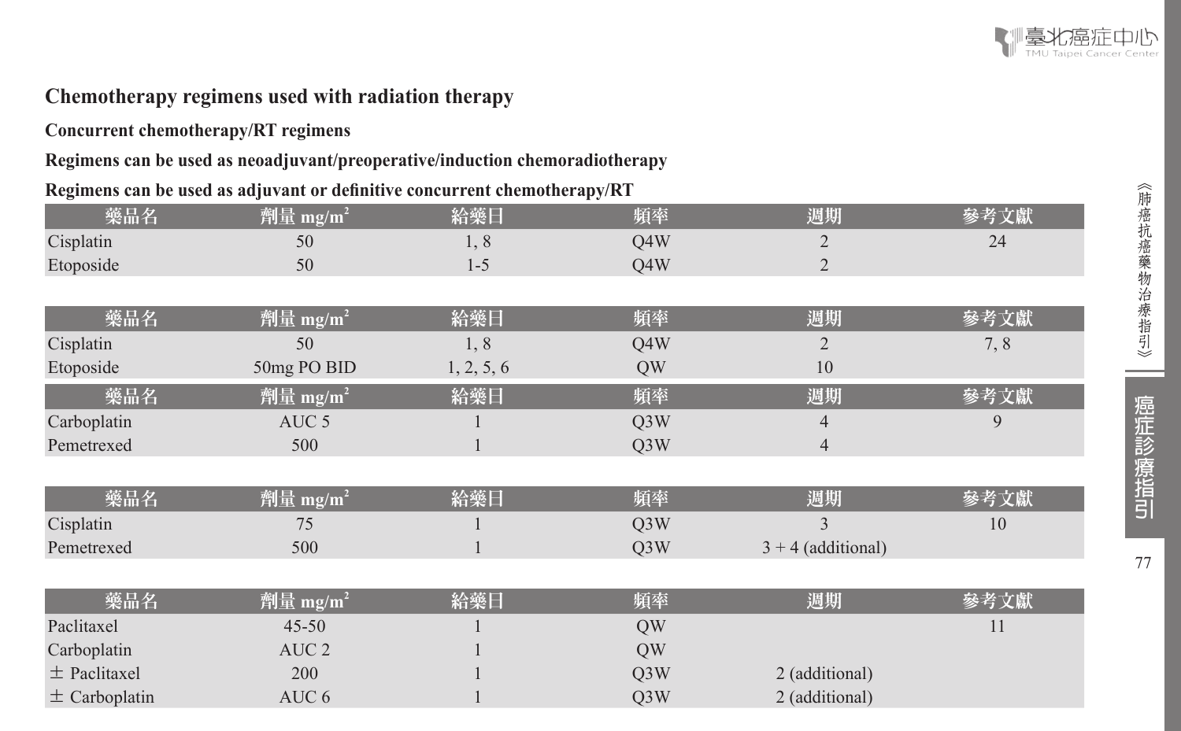## Chemotherapy regimens used with radiation therapy

**Concurrent chemotherapy/RT regimens**

**Regimens can be used as neoadjuvant/preoperative/induction chemoradiotherapy**

**Regimens can be used as adjuvant or definitive concurrent chemotherapy/RT**

| 藥品名 | 劑量 mg/m$^2$ | 給藥日 | 頻率 | 週期 | 參考文獻 |
|---|---|---|---|---|---|
| Cisplatin | 50 | 1, 8 | Q4W | 2 | 24 |
| Etoposide | 50 | 1-5 | Q4W | 2 | |

| 藥品名 | 劑量 mg/m$^2$ | 給藥日 | 頻率 | 週期 | 參考文獻 |
|---|---|---|---|---|---|
| Cisplatin | 50 | 1, 8 | Q4W | 2 | 7, 8 |
| Etoposide | 50mg PO BID | 1, 2, 5, 6 | QW | 10 | |

| 藥品名 | 劑量 mg/m$^2$ | 給藥日 | 頻率 | 週期 | 參考文獻 |
|---|---|---|---|---|---|
| Carboplatin | AUC 5 | 1 | Q3W | 4 | 9 |
| Pemetrexed | 500 | 1 | Q3W | 4 | |

| 藥品名 | 劑量 mg/m$^2$ | 給藥日 | 頻率 | 週期 | 參考文獻 |
|---|---|---|---|---|---|
| Cisplatin | 75 | 1 | Q3W | 3 | 10 |
| Pemetrexed | 500 | 1 | Q3W | 3 + 4 (additional) | |

| 藥品名 | 劑量 mg/m$^2$ | 給藥日 | 頻率 | 週期 | 參考文獻 |
|---|---|---|---|---|---|
| Paclitaxel | 45-50 | 1 | QW | | 11 |
| Carboplatin | AUC 2 | 1 | QW | | |
| ± Paclitaxel | 200 | 1 | Q3W | 2 (additional) | |
| ± Carboplatin | AUC 6 | 1 | Q3W | 2 (additional) | |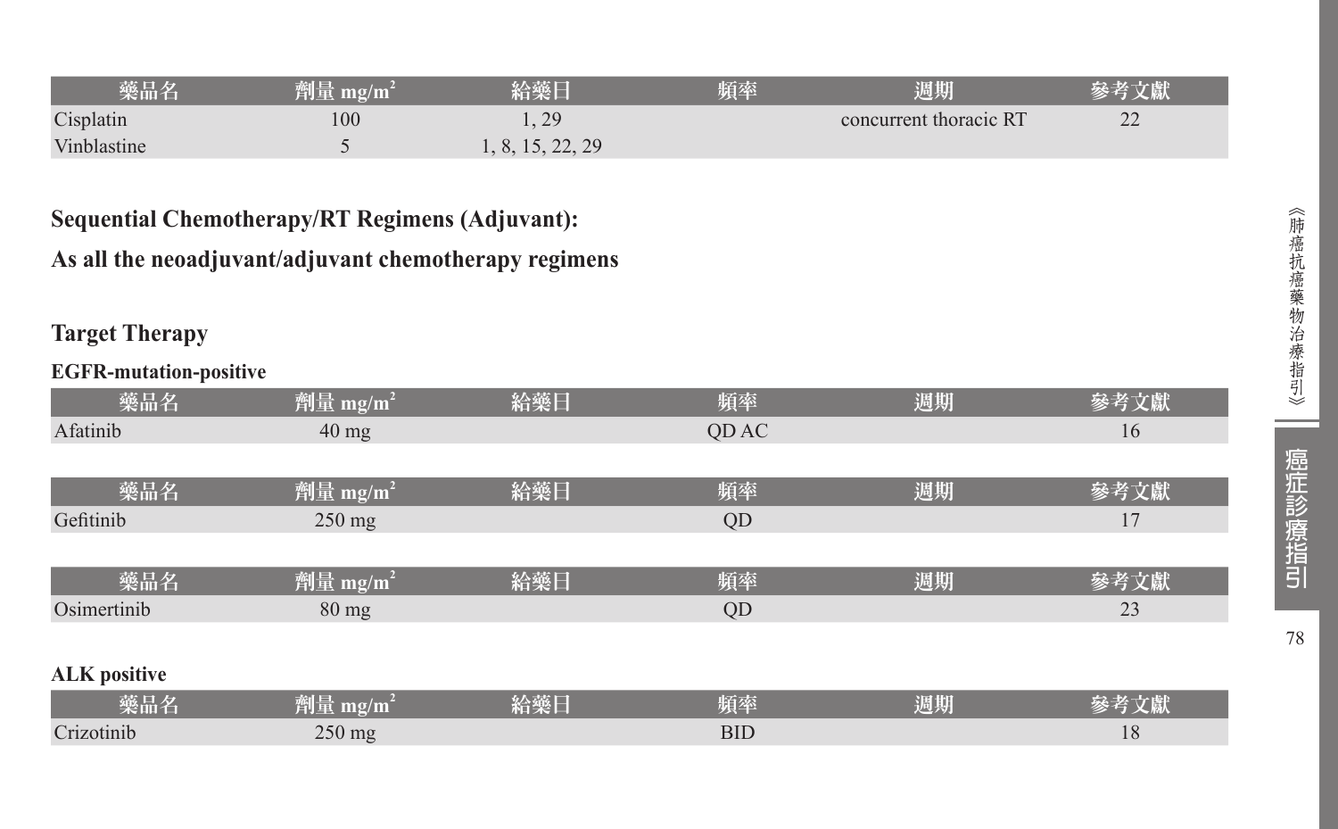| 藥品名 | 劑量 $mg/m^2$ | 給藥日 | 頻率 | 週期 | 參考文獻 |
|---|---|---|---|---|---|
| Cisplatin | 100 | 1, 29 | | concurrent thoracic RT | 22 |
| Vinblastine | 5 | 1, 8, 15, 22, 29 | | | |

## Sequential Chemotherapy/RT Regimens (Adjuvant):

## As all the neoadjuvant/adjuvant chemotherapy regimens

## Target Therapy

### EGFR-mutation-positive

| 藥品名 | 劑量 $mg/m^2$ | 給藥日 | 頻率 | 週期 | 參考文獻 |
|---|---|---|---|---|---|
| Afatinib | 40 mg | | QD AC | | 16 |

| 藥品名 | 劑量 $mg/m^2$ | 給藥日 | 頻率 | 週期 | 參考文獻 |
|---|---|---|---|---|---|
| Gefitinib | 250 mg | | QD | | 17 |

| 藥品名 | 劑量 $mg/m^2$ | 給藥日 | 頻率 | 週期 | 參考文獻 |
|---|---|---|---|---|---|
| Osimertinib | 80 mg | | QD | | 23 |

### ALK positive

| 藥品名 | 劑量 $mg/m^2$ | 給藥日 | 頻率 | 週期 | 參考文獻 |
|---|---|---|---|---|---|
| Crizotinib | 250 mg | | BID | | 18 |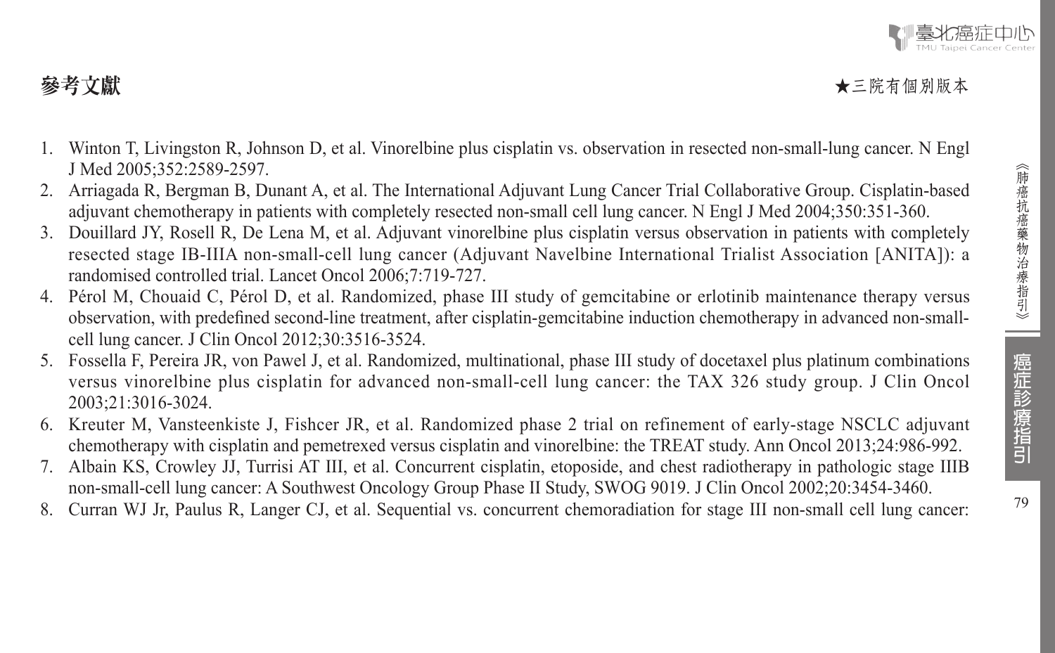## 參考文獻

★三院有個別版本

1. Winton T, Livingston R, Johnson D, et al. Vinorelbine plus cisplatin vs. observation in resected non-small-lung cancer. N Engl J Med 2005;352:2589-2597.
2. Arriagada R, Bergman B, Dunant A, et al. The International Adjuvant Lung Cancer Trial Collaborative Group. Cisplatin-based adjuvant chemotherapy in patients with completely resected non-small cell lung cancer. N Engl J Med 2004;350:351-360.
3. Douillard JY, Rosell R, De Lena M, et al. Adjuvant vinorelbine plus cisplatin versus observation in patients with completely resected stage IB-IIIA non-small-cell lung cancer (Adjuvant Navelbine International Trialist Association [ANITA]): a randomised controlled trial. Lancet Oncol 2006;7:719-727.
4. Pérol M, Chouaid C, Pérol D, et al. Randomized, phase III study of gemcitabine or erlotinib maintenance therapy versus observation, with predefined second-line treatment, after cisplatin-gemcitabine induction chemotherapy in advanced non-small-cell lung cancer. J Clin Oncol 2012;30:3516-3524.
5. Fossella F, Pereira JR, von Pawel J, et al. Randomized, multinational, phase III study of docetaxel plus platinum combinations versus vinorelbine plus cisplatin for advanced non-small-cell lung cancer: the TAX 326 study group. J Clin Oncol 2003;21:3016-3024.
6. Kreuter M, Vansteenkiste J, Fishcer JR, et al. Randomized phase 2 trial on refinement of early-stage NSCLC adjuvant chemotherapy with cisplatin and pemetrexed versus cisplatin and vinorelbine: the TREAT study. Ann Oncol 2013;24:986-992.
7. Albain KS, Crowley JJ, Turrisi AT III, et al. Concurrent cisplatin, etoposide, and chest radiotherapy in pathologic stage IIIB non-small-cell lung cancer: A Southwest Oncology Group Phase II Study, SWOG 9019. J Clin Oncol 2002;20:3454-3460.
8. Curran WJ Jr, Paulus R, Langer CJ, et al. Sequential vs. concurrent chemoradiation for stage III non-small cell lung cancer: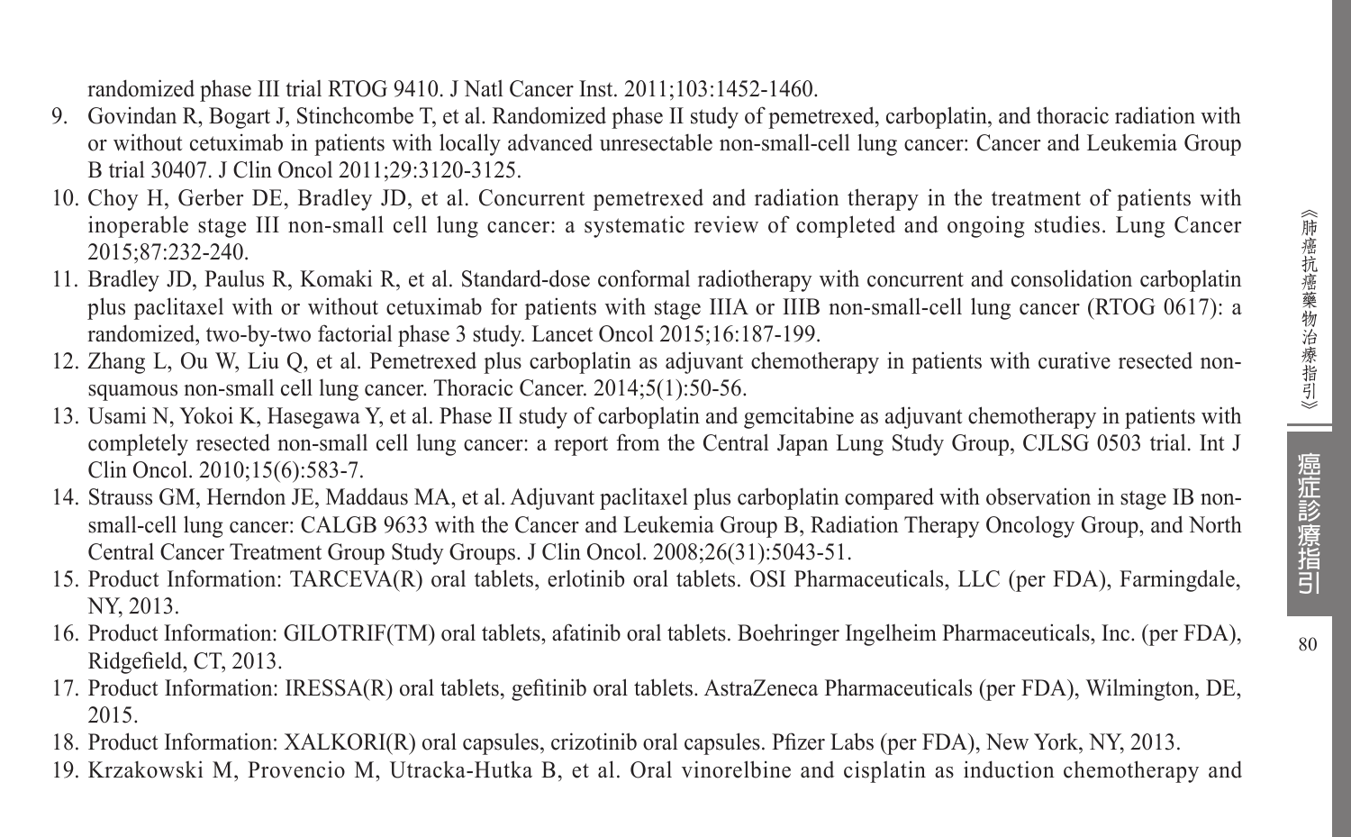randomized phase III trial RTOG 9410. J Natl Cancer Inst. 2011;103:1452-1460.

9. Govindan R, Bogart J, Stinchcombe T, et al. Randomized phase II study of pemetrexed, carboplatin, and thoracic radiation with or without cetuximab in patients with locally advanced unresectable non-small-cell lung cancer: Cancer and Leukemia Group B trial 30407. J Clin Oncol 2011;29:3120-3125.
10. Choy H, Gerber DE, Bradley JD, et al. Concurrent pemetrexed and radiation therapy in the treatment of patients with inoperable stage III non-small cell lung cancer: a systematic review of completed and ongoing studies. Lung Cancer 2015;87:232-240.
11. Bradley JD, Paulus R, Komaki R, et al. Standard-dose conformal radiotherapy with concurrent and consolidation carboplatin plus paclitaxel with or without cetuximab for patients with stage IIIA or IIIB non-small-cell lung cancer (RTOG 0617): a randomized, two-by-two factorial phase 3 study. Lancet Oncol 2015;16:187-199.
12. Zhang L, Ou W, Liu Q, et al. Pemetrexed plus carboplatin as adjuvant chemotherapy in patients with curative resected non-squamous non-small cell lung cancer. Thoracic Cancer. 2014;5(1):50-56.
13. Usami N, Yokoi K, Hasegawa Y, et al. Phase II study of carboplatin and gemcitabine as adjuvant chemotherapy in patients with completely resected non-small cell lung cancer: a report from the Central Japan Lung Study Group, CJLSG 0503 trial. Int J Clin Oncol. 2010;15(6):583-7.
14. Strauss GM, Herndon JE, Maddaus MA, et al. Adjuvant paclitaxel plus carboplatin compared with observation in stage IB non-small-cell lung cancer: CALGB 9633 with the Cancer and Leukemia Group B, Radiation Therapy Oncology Group, and North Central Cancer Treatment Group Study Groups. J Clin Oncol. 2008;26(31):5043-51.
15. Product Information: TARCEVA(R) oral tablets, erlotinib oral tablets. OSI Pharmaceuticals, LLC (per FDA), Farmingdale, NY, 2013.
16. Product Information: GILOTRIF(TM) oral tablets, afatinib oral tablets. Boehringer Ingelheim Pharmaceuticals, Inc. (per FDA), Ridgefield, CT, 2013.
17. Product Information: IRESSA(R) oral tablets, gefitinib oral tablets. AstraZeneca Pharmaceuticals (per FDA), Wilmington, DE, 2015.
18. Product Information: XALKORI(R) oral capsules, crizotinib oral capsules. Pfizer Labs (per FDA), New York, NY, 2013.
19. Krzakowski M, Provencio M, Utracka-Hutka B, et al. Oral vinorelbine and cisplatin as induction chemotherapy and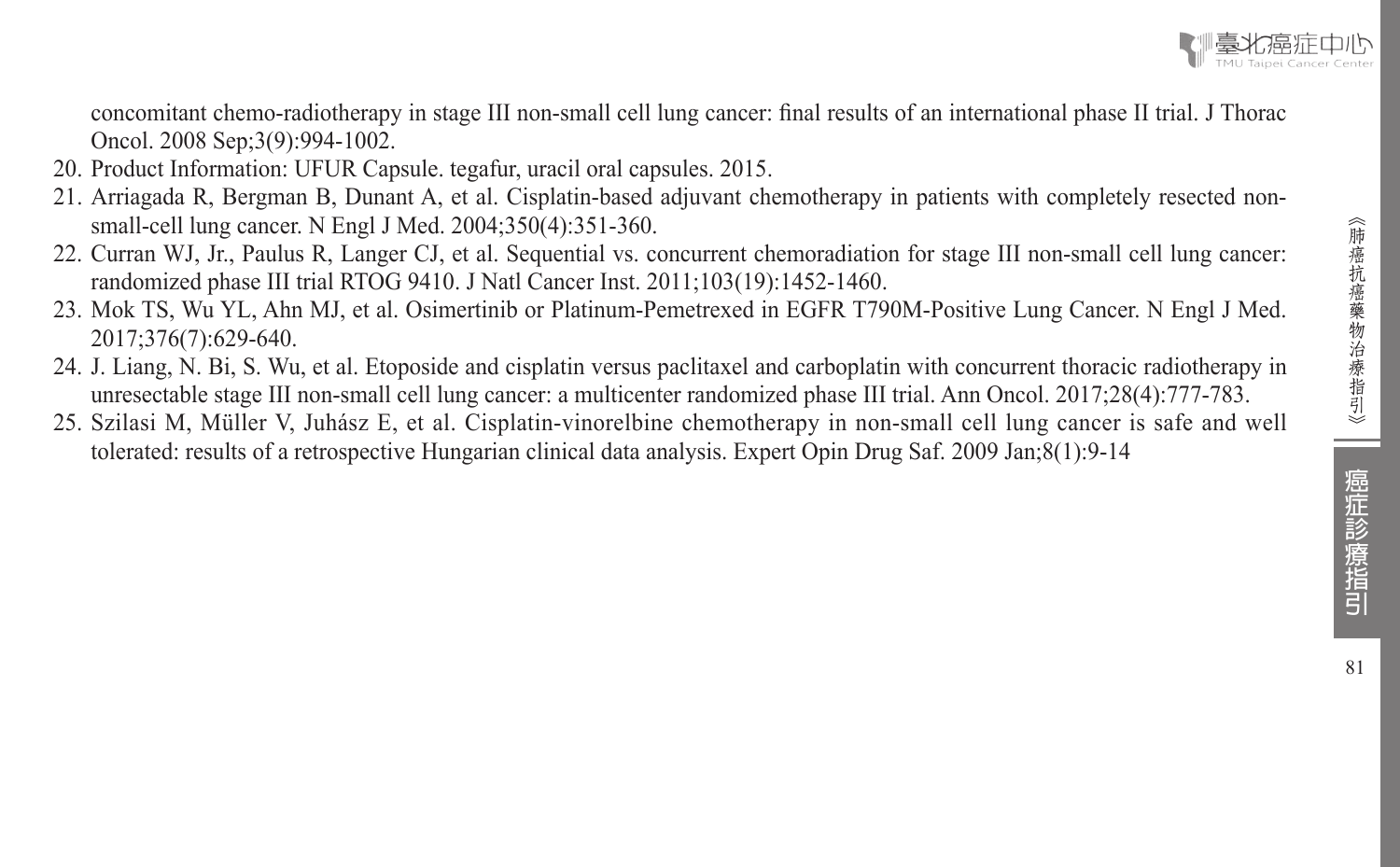concomitant chemo-radiotherapy in stage III non-small cell lung cancer: final results of an international phase II trial. J Thorac Oncol. 2008 Sep;3(9):994-1002.

20. Product Information: UFUR Capsule. tegafur, uracil oral capsules. 2015.
21. Arriagada R, Bergman B, Dunant A, et al. Cisplatin-based adjuvant chemotherapy in patients with completely resected non-small-cell lung cancer. N Engl J Med. 2004;350(4):351-360.
22. Curran WJ, Jr., Paulus R, Langer CJ, et al. Sequential vs. concurrent chemoradiation for stage III non-small cell lung cancer: randomized phase III trial RTOG 9410. J Natl Cancer Inst. 2011;103(19):1452-1460.
23. Mok TS, Wu YL, Ahn MJ, et al. Osimertinib or Platinum-Pemetrexed in EGFR T790M-Positive Lung Cancer. N Engl J Med. 2017;376(7):629-640.
24. J. Liang, N. Bi, S. Wu, et al. Etoposide and cisplatin versus paclitaxel and carboplatin with concurrent thoracic radiotherapy in unresectable stage III non-small cell lung cancer: a multicenter randomized phase III trial. Ann Oncol. 2017;28(4):777-783.
25. Szilasi M, Müller V, Juhász E, et al. Cisplatin-vinorelbine chemotherapy in non-small cell lung cancer is safe and well tolerated: results of a retrospective Hungarian clinical data analysis. Expert Opin Drug Saf. 2009 Jan;8(1):9-14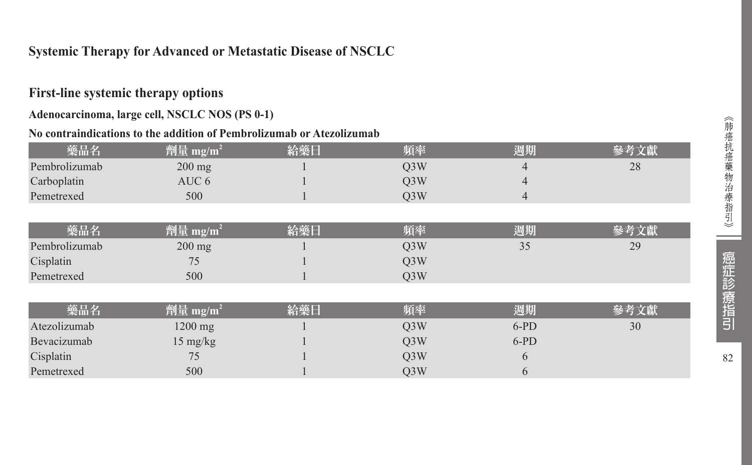## Systemic Therapy for Advanced or Metastatic Disease of NSCLC

### First-line systemic therapy options

**Adenocarcinoma, large cell, NSCLC NOS (PS 0-1)**

**No contraindications to the addition of Pembrolizumab or Atezolizumab**

| 藥品名 | 劑量 mg/m$^2$ | 給藥日 | 頻率 | 週期 | 參考文獻 |
|---|---|---|---|---|---|
| Pembrolizumab | 200 mg | 1 | Q3W | 4 | 28 |
| Carboplatin | AUC 6 | 1 | Q3W | 4 | |
| Pemetrexed | 500 | 1 | Q3W | 4 | |

| 藥品名 | 劑量 mg/m$^2$ | 給藥日 | 頻率 | 週期 | 參考文獻 |
|---|---|---|---|---|---|
| Pembrolizumab | 200 mg | 1 | Q3W | 35 | 29 |
| Cisplatin | 75 | 1 | Q3W | | |
| Pemetrexed | 500 | 1 | Q3W | | |

| 藥品名 | 劑量 mg/m$^2$ | 給藥日 | 頻率 | 週期 | 參考文獻 |
|---|---|---|---|---|---|
| Atezolizumab | 1200 mg | 1 | Q3W | 6-PD | 30 |
| Bevacizumab | 15 mg/kg | 1 | Q3W | 6-PD | |
| Cisplatin | 75 | 1 | Q3W | 6 | |
| Pemetrexed | 500 | 1 | Q3W | 6 | |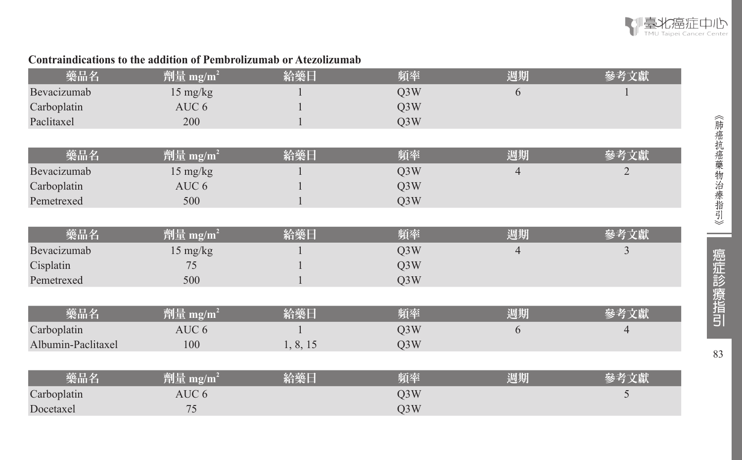**Contraindications to the addition of Pembrolizumab or Atezolizumab**

| 藥品名 | 劑量 mg/m$^2$ | 給藥日 | 頻率 | 週期 | 參考文獻 |
|---|---|---|---|---|---|
| Bevacizumab | 15 mg/kg | 1 | Q3W | 6 | 1 |
| Carboplatin | AUC 6 | 1 | Q3W | | |
| Paclitaxel | 200 | 1 | Q3W | | |

| 藥品名 | 劑量 mg/m$^2$ | 給藥日 | 頻率 | 週期 | 參考文獻 |
|---|---|---|---|---|---|
| Bevacizumab | 15 mg/kg | 1 | Q3W | 4 | 2 |
| Carboplatin | AUC 6 | 1 | Q3W | | |
| Pemetrexed | 500 | 1 | Q3W | | |

| 藥品名 | 劑量 mg/m$^2$ | 給藥日 | 頻率 | 週期 | 參考文獻 |
|---|---|---|---|---|---|
| Bevacizumab | 15 mg/kg | 1 | Q3W | 4 | 3 |
| Cisplatin | 75 | 1 | Q3W | | |
| Pemetrexed | 500 | 1 | Q3W | | |

| 藥品名 | 劑量 mg/m$^2$ | 給藥日 | 頻率 | 週期 | 參考文獻 |
|---|---|---|---|---|---|
| Carboplatin | AUC 6 | 1 | Q3W | 6 | 4 |
| Albumin-Paclitaxel | 100 | 1, 8, 15 | Q3W | | |

| 藥品名 | 劑量 mg/m$^2$ | 給藥日 | 頻率 | 週期 | 參考文獻 |
|---|---|---|---|---|---|
| Carboplatin | AUC 6 | | Q3W | | 5 |
| Docetaxel | 75 | | Q3W | | |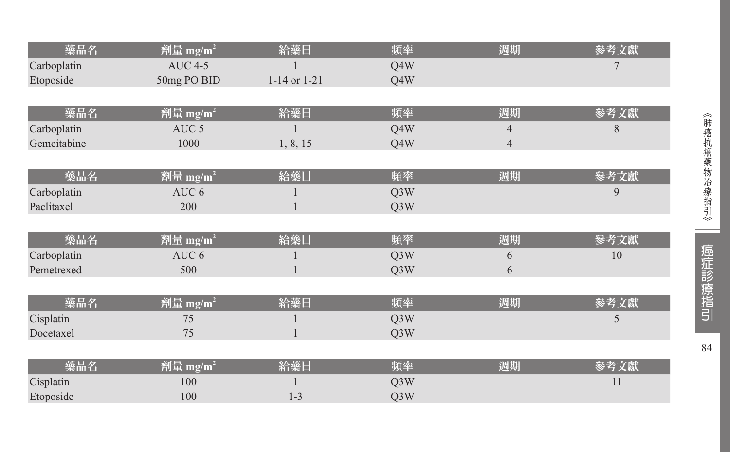| 藥品名 | 劑量 $mg/m^2$ | 給藥日 | 頻率 | 週期 | 參考文獻 |
|---|---|---|---|---|---|
| Carboplatin | AUC 4-5 | 1 | Q4W | | 7 |
| Etoposide | 50mg PO BID | 1-14 or 1-21 | Q4W | | |

| 藥品名 | 劑量 $mg/m^2$ | 給藥日 | 頻率 | 週期 | 參考文獻 |
|---|---|---|---|---|---|
| Carboplatin | AUC 5 | 1 | Q4W | 4 | 8 |
| Gemcitabine | 1000 | 1, 8, 15 | Q4W | 4 | |

| 藥品名 | 劑量 $mg/m^2$ | 給藥日 | 頻率 | 週期 | 參考文獻 |
|---|---|---|---|---|---|
| Carboplatin | AUC 6 | 1 | Q3W | | 9 |
| Paclitaxel | 200 | 1 | Q3W | | |

| 藥品名 | 劑量 $mg/m^2$ | 給藥日 | 頻率 | 週期 | 參考文獻 |
|---|---|---|---|---|---|
| Carboplatin | AUC 6 | 1 | Q3W | 6 | 10 |
| Pemetrexed | 500 | 1 | Q3W | 6 | |

| 藥品名 | 劑量 $mg/m^2$ | 給藥日 | 頻率 | 週期 | 參考文獻 |
|---|---|---|---|---|---|
| Cisplatin | 75 | 1 | Q3W | | 5 |
| Docetaxel | 75 | 1 | Q3W | | |

| 藥品名 | 劑量 $mg/m^2$ | 給藥日 | 頻率 | 週期 | 參考文獻 |
|---|---|---|---|---|---|
| Cisplatin | 100 | 1 | Q3W | | 11 |
| Etoposide | 100 | 1-3 | Q3W | | |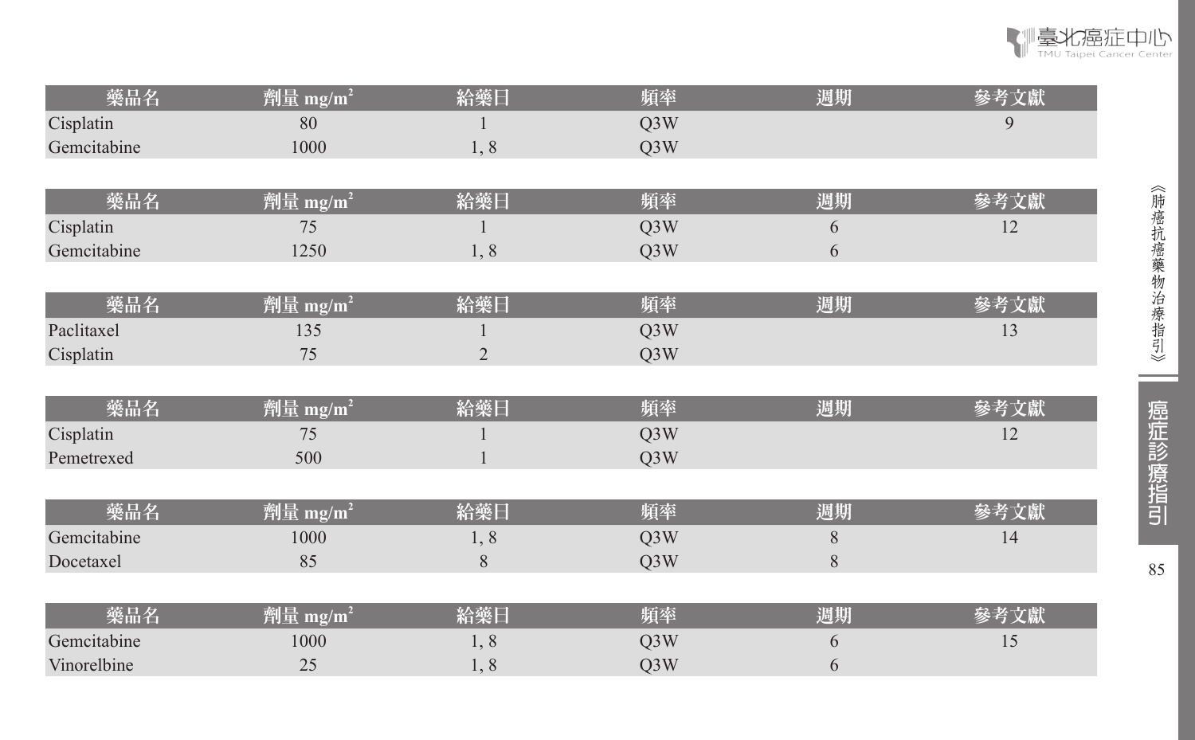| 藥品名 | 劑量 $mg/m^2$ | 給藥日 | 頻率 | 週期 | 參考文獻 |
|---|---|---|---|---|---|
| Cisplatin | 80 | 1 | Q3W | | 9 |
| Gemcitabine | 1000 | 1, 8 | Q3W | | |

| 藥品名 | 劑量 $mg/m^2$ | 給藥日 | 頻率 | 週期 | 參考文獻 |
|---|---|---|---|---|---|
| Cisplatin | 75 | 1 | Q3W | 6 | 12 |
| Gemcitabine | 1250 | 1, 8 | Q3W | 6 | |

| 藥品名 | 劑量 $mg/m^2$ | 給藥日 | 頻率 | 週期 | 參考文獻 |
|---|---|---|---|---|---|
| Paclitaxel | 135 | 1 | Q3W | | 13 |
| Cisplatin | 75 | 2 | Q3W | | |

| 藥品名 | 劑量 $mg/m^2$ | 給藥日 | 頻率 | 週期 | 參考文獻 |
|---|---|---|---|---|---|
| Cisplatin | 75 | 1 | Q3W | | 12 |
| Pemetrexed | 500 | 1 | Q3W | | |

| 藥品名 | 劑量 $mg/m^2$ | 給藥日 | 頻率 | 週期 | 參考文獻 |
|---|---|---|---|---|---|
| Gemcitabine | 1000 | 1, 8 | Q3W | 8 | 14 |
| Docetaxel | 85 | 8 | Q3W | 8 | |

| 藥品名 | 劑量 $mg/m^2$ | 給藥日 | 頻率 | 週期 | 參考文獻 |
|---|---|---|---|---|---|
| Gemcitabine | 1000 | 1, 8 | Q3W | 6 | 15 |
| Vinorelbine | 25 | 1, 8 | Q3W | 6 | |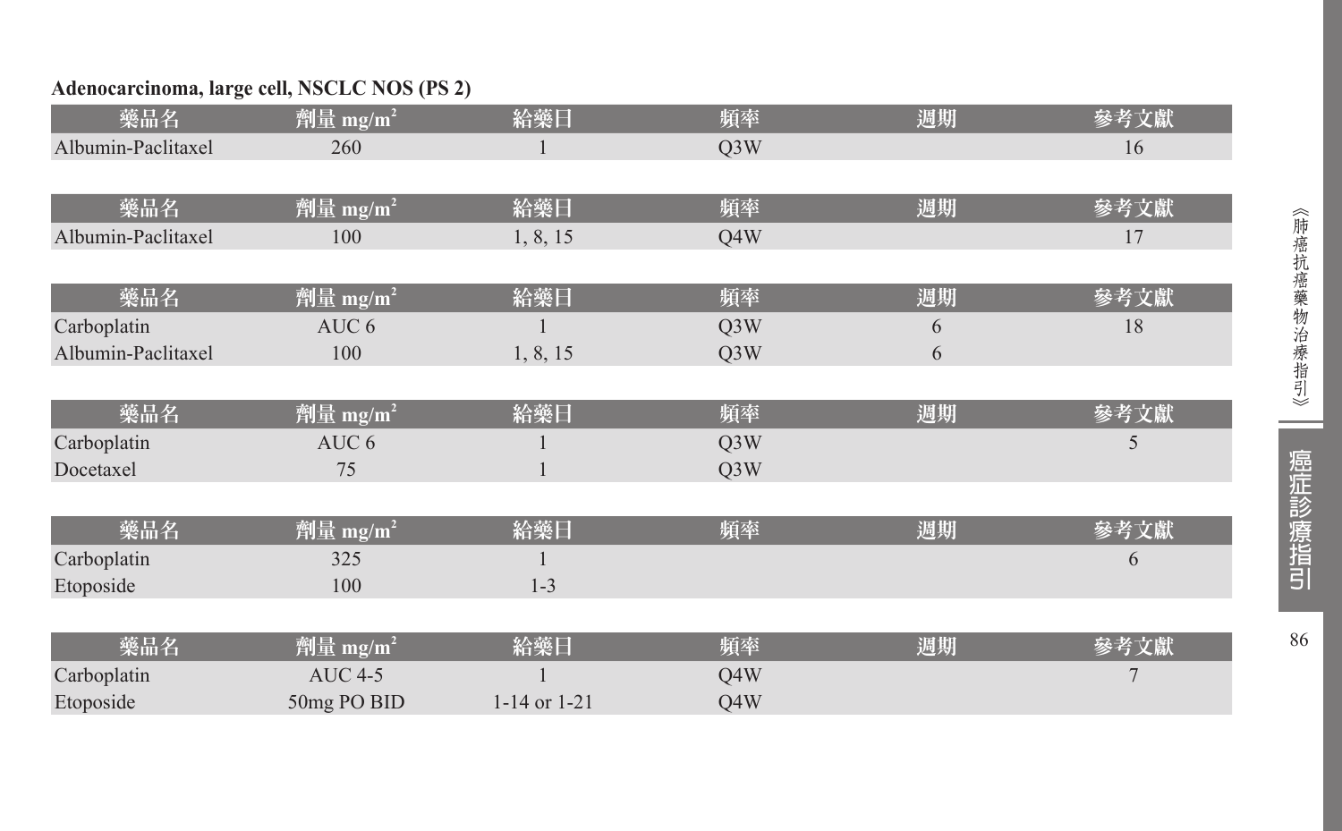**Adenocarcinoma, large cell, NSCLC NOS (PS 2)**

| 藥品名 | 劑量 mg/m$^2$ | 給藥日 | 頻率 | 週期 | 參考文獻 |
|---|---|---|---|---|---|
| Albumin-Paclitaxel | 260 | 1 | Q3W | | 16 |

| 藥品名 | 劑量 mg/m$^2$ | 給藥日 | 頻率 | 週期 | 參考文獻 |
|---|---|---|---|---|---|
| Albumin-Paclitaxel | 100 | 1, 8, 15 | Q4W | | 17 |

| 藥品名 | 劑量 mg/m$^2$ | 給藥日 | 頻率 | 週期 | 參考文獻 |
|---|---|---|---|---|---|
| Carboplatin | AUC 6 | 1 | Q3W | 6 | 18 |
| Albumin-Paclitaxel | 100 | 1, 8, 15 | Q3W | 6 | |

| 藥品名 | 劑量 mg/m$^2$ | 給藥日 | 頻率 | 週期 | 參考文獻 |
|---|---|---|---|---|---|
| Carboplatin | AUC 6 | 1 | Q3W | | 5 |
| Docetaxel | 75 | 1 | Q3W | | |

| 藥品名 | 劑量 mg/m$^2$ | 給藥日 | 頻率 | 週期 | 參考文獻 |
|---|---|---|---|---|---|
| Carboplatin | 325 | 1 | | | 6 |
| Etoposide | 100 | 1-3 | | | |

| 藥品名 | 劑量 mg/m$^2$ | 給藥日 | 頻率 | 週期 | 參考文獻 |
|---|---|---|---|---|---|
| Carboplatin | AUC 4-5 | 1 | Q4W | | 7 |
| Etoposide | 50mg PO BID | 1-14 or 1-21 | Q4W | | |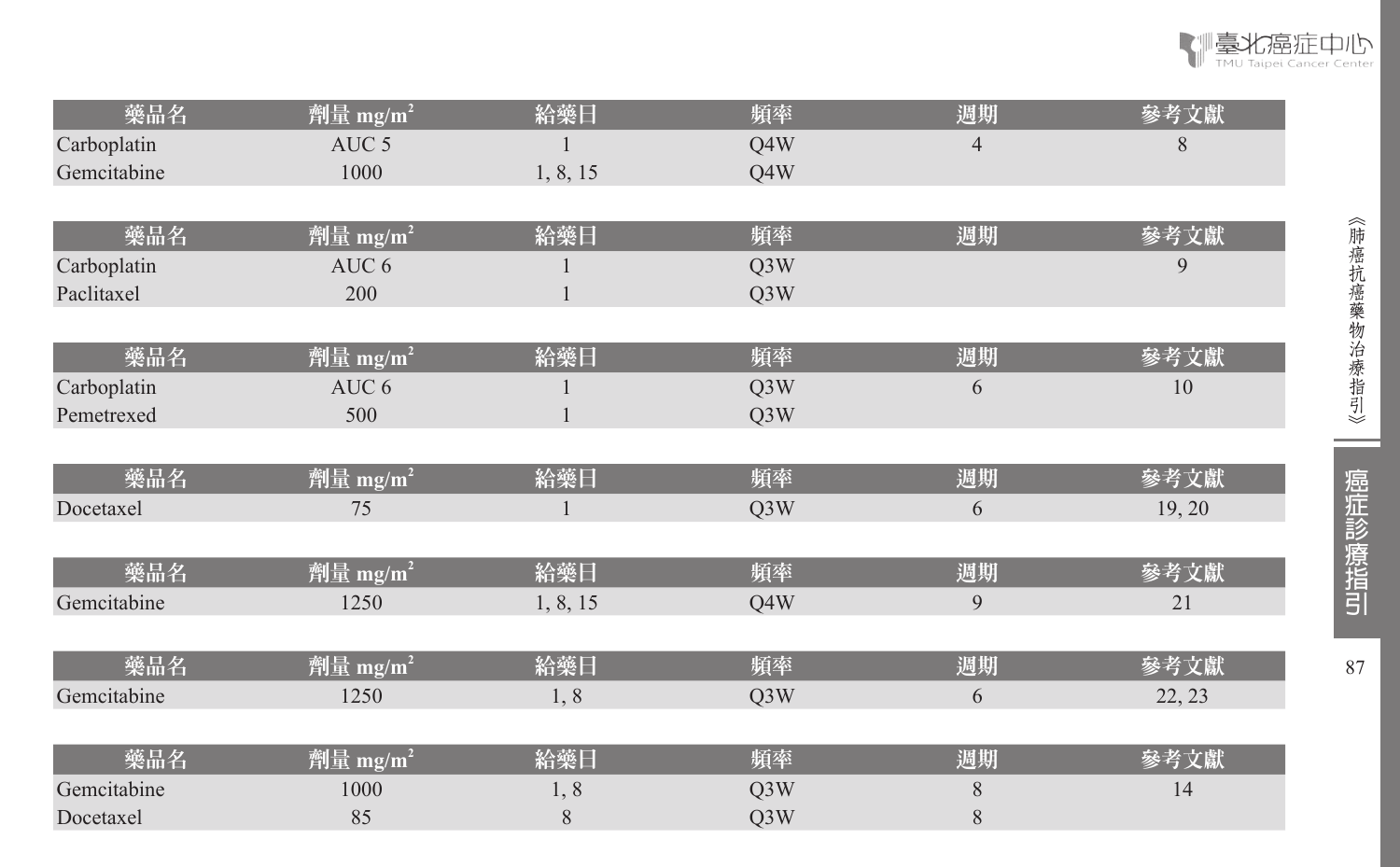| 藥品名 | 劑量 mg/m$^2$ | 給藥日 | 頻率 | 週期 | 參考文獻 |
|---|---|---|---|---|---|
| Carboplatin | AUC 5 | 1 | Q4W | 4 | 8 |
| Gemcitabine | 1000 | 1, 8, 15 | Q4W | | |

| 藥品名 | 劑量 mg/m$^2$ | 給藥日 | 頻率 | 週期 | 參考文獻 |
|---|---|---|---|---|---|
| Carboplatin | AUC 6 | 1 | Q3W | | 9 |
| Paclitaxel | 200 | 1 | Q3W | | |

| 藥品名 | 劑量 mg/m$^2$ | 給藥日 | 頻率 | 週期 | 參考文獻 |
|---|---|---|---|---|---|
| Carboplatin | AUC 6 | 1 | Q3W | 6 | 10 |
| Pemetrexed | 500 | 1 | Q3W | | |

| 藥品名 | 劑量 mg/m$^2$ | 給藥日 | 頻率 | 週期 | 參考文獻 |
|---|---|---|---|---|---|
| Docetaxel | 75 | 1 | Q3W | 6 | 19, 20 |

| 藥品名 | 劑量 mg/m$^2$ | 給藥日 | 頻率 | 週期 | 參考文獻 |
|---|---|---|---|---|---|
| Gemcitabine | 1250 | 1, 8, 15 | Q4W | 9 | 21 |

| 藥品名 | 劑量 mg/m$^2$ | 給藥日 | 頻率 | 週期 | 參考文獻 |
|---|---|---|---|---|---|
| Gemcitabine | 1250 | 1, 8 | Q3W | 6 | 22, 23 |

| 藥品名 | 劑量 mg/m$^2$ | 給藥日 | 頻率 | 週期 | 參考文獻 |
|---|---|---|---|---|---|
| Gemcitabine | 1000 | 1, 8 | Q3W | 8 | 14 |
| Docetaxel | 85 | 8 | Q3W | 8 | |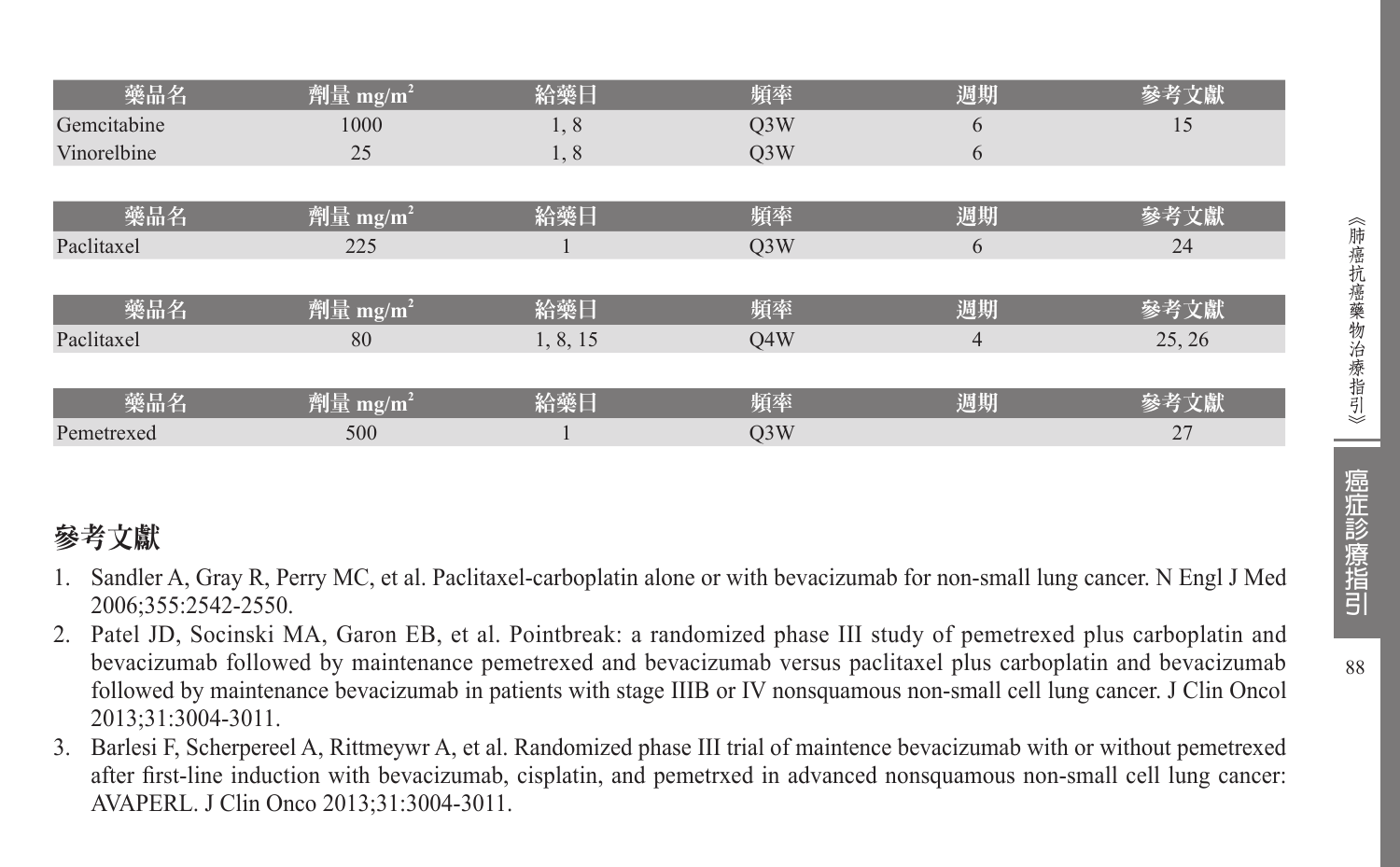| 藥品名 | 劑量 mg/m$^2$ | 給藥日 | 頻率 | 週期 | 參考文獻 |
|---|---|---|---|---|---|
| Gemcitabine | 1000 | 1, 8 | Q3W | 6 | 15 |
| Vinorelbine | 25 | 1, 8 | Q3W | 6 | |

| 藥品名 | 劑量 mg/m$^2$ | 給藥日 | 頻率 | 週期 | 參考文獻 |
|---|---|---|---|---|---|
| Paclitaxel | 225 | 1 | Q3W | 6 | 24 |

| 藥品名 | 劑量 mg/m$^2$ | 給藥日 | 頻率 | 週期 | 參考文獻 |
|---|---|---|---|---|---|
| Paclitaxel | 80 | 1, 8, 15 | Q4W | 4 | 25, 26 |

| 藥品名 | 劑量 mg/m$^2$ | 給藥日 | 頻率 | 週期 | 參考文獻 |
|---|---|---|---|---|---|
| Pemetrexed | 500 | 1 | Q3W | | 27 |

## 參考文獻

1. Sandler A, Gray R, Perry MC, et al. Paclitaxel-carboplatin alone or with bevacizumab for non-small lung cancer. N Engl J Med 2006;355:2542-2550.
2. Patel JD, Socinski MA, Garon EB, et al. Pointbreak: a randomized phase III study of pemetrexed plus carboplatin and bevacizumab followed by maintenance pemetrexed and bevacizumab versus paclitaxel plus carboplatin and bevacizumab followed by maintenance bevacizumab in patients with stage IIIB or IV nonsquamous non-small cell lung cancer. J Clin Oncol 2013;31:3004-3011.
3. Barlesi F, Scherpereel A, Rittmeywr A, et al. Randomized phase III trial of maintence bevacizumab with or without pemetrexed after first-line induction with bevacizumab, cisplatin, and pemetrxed in advanced nonsquamous non-small cell lung cancer: AVAPERL. J Clin Onco 2013;31:3004-3011.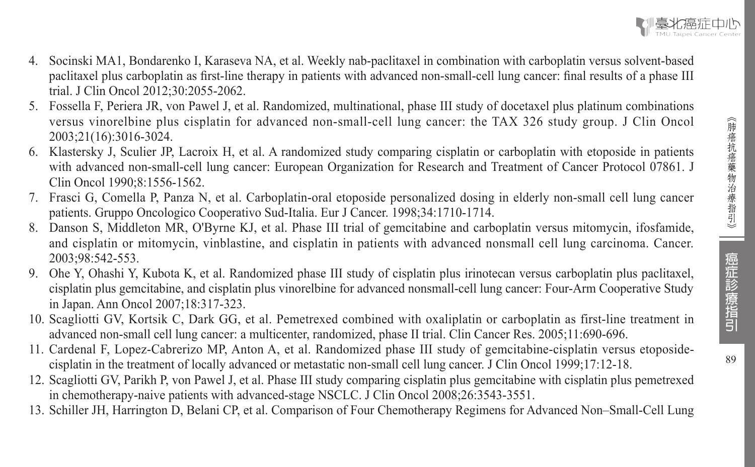4. Socinski MA1, Bondarenko I, Karaseva NA, et al. Weekly nab-paclitaxel in combination with carboplatin versus solvent-based paclitaxel plus carboplatin as first-line therapy in patients with advanced non-small-cell lung cancer: final results of a phase III trial. J Clin Oncol 2012;30:2055-2062.
5. Fossella F, Periera JR, von Pawel J, et al. Randomized, multinational, phase III study of docetaxel plus platinum combinations versus vinorelbine plus cisplatin for advanced non-small-cell lung cancer: the TAX 326 study group. J Clin Oncol 2003;21(16):3016-3024.
6. Klastersky J, Sculier JP, Lacroix H, et al. A randomized study comparing cisplatin or carboplatin with etoposide in patients with advanced non-small-cell lung cancer: European Organization for Research and Treatment of Cancer Protocol 07861. J Clin Oncol 1990;8:1556-1562.
7. Frasci G, Comella P, Panza N, et al. Carboplatin-oral etoposide personalized dosing in elderly non-small cell lung cancer patients. Gruppo Oncologico Cooperativo Sud-Italia. Eur J Cancer. 1998;34:1710-1714.
8. Danson S, Middleton MR, O'Byrne KJ, et al. Phase III trial of gemcitabine and carboplatin versus mitomycin, ifosfamide, and cisplatin or mitomycin, vinblastine, and cisplatin in patients with advanced nonsmall cell lung carcinoma. Cancer. 2003;98:542-553.
9. Ohe Y, Ohashi Y, Kubota K, et al. Randomized phase III study of cisplatin plus irinotecan versus carboplatin plus paclitaxel, cisplatin plus gemcitabine, and cisplatin plus vinorelbine for advanced nonsmall-cell lung cancer: Four-Arm Cooperative Study in Japan. Ann Oncol 2007;18:317-323.
10. Scagliotti GV, Kortsik C, Dark GG, et al. Pemetrexed combined with oxaliplatin or carboplatin as first-line treatment in advanced non-small cell lung cancer: a multicenter, randomized, phase II trial. Clin Cancer Res. 2005;11:690-696.
11. Cardenal F, Lopez-Cabrerizo MP, Anton A, et al. Randomized phase III study of gemcitabine-cisplatin versus etoposide-cisplatin in the treatment of locally advanced or metastatic non-small cell lung cancer. J Clin Oncol 1999;17:12-18.
12. Scagliotti GV, Parikh P, von Pawel J, et al. Phase III study comparing cisplatin plus gemcitabine with cisplatin plus pemetrexed in chemotherapy-naive patients with advanced-stage NSCLC. J Clin Oncol 2008;26:3543-3551.
13. Schiller JH, Harrington D, Belani CP, et al. Comparison of Four Chemotherapy Regimens for Advanced Non–Small-Cell Lung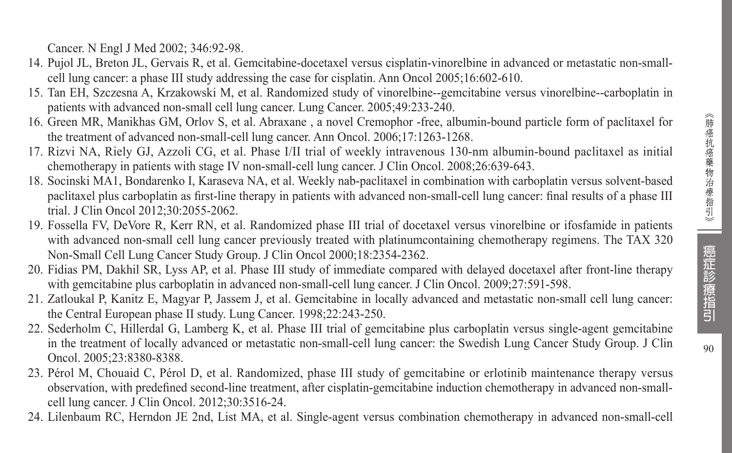Cancer. N Engl J Med 2002; 346:92-98.

14. Pujol JL, Breton JL, Gervais R, et al. Gemcitabine-docetaxel versus cisplatin-vinorelbine in advanced or metastatic non-small-cell lung cancer: a phase III study addressing the case for cisplatin. Ann Oncol 2005;16:602-610.
15. Tan EH, Szczesna A, Krzakowski M, et al. Randomized study of vinorelbine--gemcitabine versus vinorelbine--carboplatin in patients with advanced non-small cell lung cancer. Lung Cancer. 2005;49:233-240.
16. Green MR, Manikhas GM, Orlov S, et al. Abraxane , a novel Cremophor -free, albumin-bound particle form of paclitaxel for the treatment of advanced non-small-cell lung cancer. Ann Oncol. 2006;17:1263-1268.
17. Rizvi NA, Riely GJ, Azzoli CG, et al. Phase I/II trial of weekly intravenous 130-nm albumin-bound paclitaxel as initial chemotherapy in patients with stage IV non-small-cell lung cancer. J Clin Oncol. 2008;26:639-643.
18. Socinski MA1, Bondarenko I, Karaseva NA, et al. Weekly nab-paclitaxel in combination with carboplatin versus solvent-based paclitaxel plus carboplatin as first-line therapy in patients with advanced non-small-cell lung cancer: final results of a phase III trial. J Clin Oncol 2012;30:2055-2062.
19. Fossella FV, DeVore R, Kerr RN, et al. Randomized phase III trial of docetaxel versus vinorelbine or ifosfamide in patients with advanced non-small cell lung cancer previously treated with platinumcontaining chemotherapy regimens. The TAX 320 Non-Small Cell Lung Cancer Study Group. J Clin Oncol 2000;18:2354-2362.
20. Fidias PM, Dakhil SR, Lyss AP, et al. Phase III study of immediate compared with delayed docetaxel after front-line therapy with gemcitabine plus carboplatin in advanced non-small-cell lung cancer. J Clin Oncol. 2009;27:591-598.
21. Zatloukal P, Kanitz E, Magyar P, Jassem J, et al. Gemcitabine in locally advanced and metastatic non-small cell lung cancer: the Central European phase II study. Lung Cancer. 1998;22:243-250.
22. Sederholm C, Hillerdal G, Lamberg K, et al. Phase III trial of gemcitabine plus carboplatin versus single-agent gemcitabine in the treatment of locally advanced or metastatic non-small-cell lung cancer: the Swedish Lung Cancer Study Group. J Clin Oncol. 2005;23:8380-8388.
23. Pérol M, Chouaid C, Pérol D, et al. Randomized, phase III study of gemcitabine or erlotinib maintenance therapy versus observation, with predefined second-line treatment, after cisplatin-gemcitabine induction chemotherapy in advanced non-small-cell lung cancer. J Clin Oncol. 2012;30:3516-24.
24. Lilenbaum RC, Herndon JE 2nd, List MA, et al. Single-agent versus combination chemotherapy in advanced non-small-cell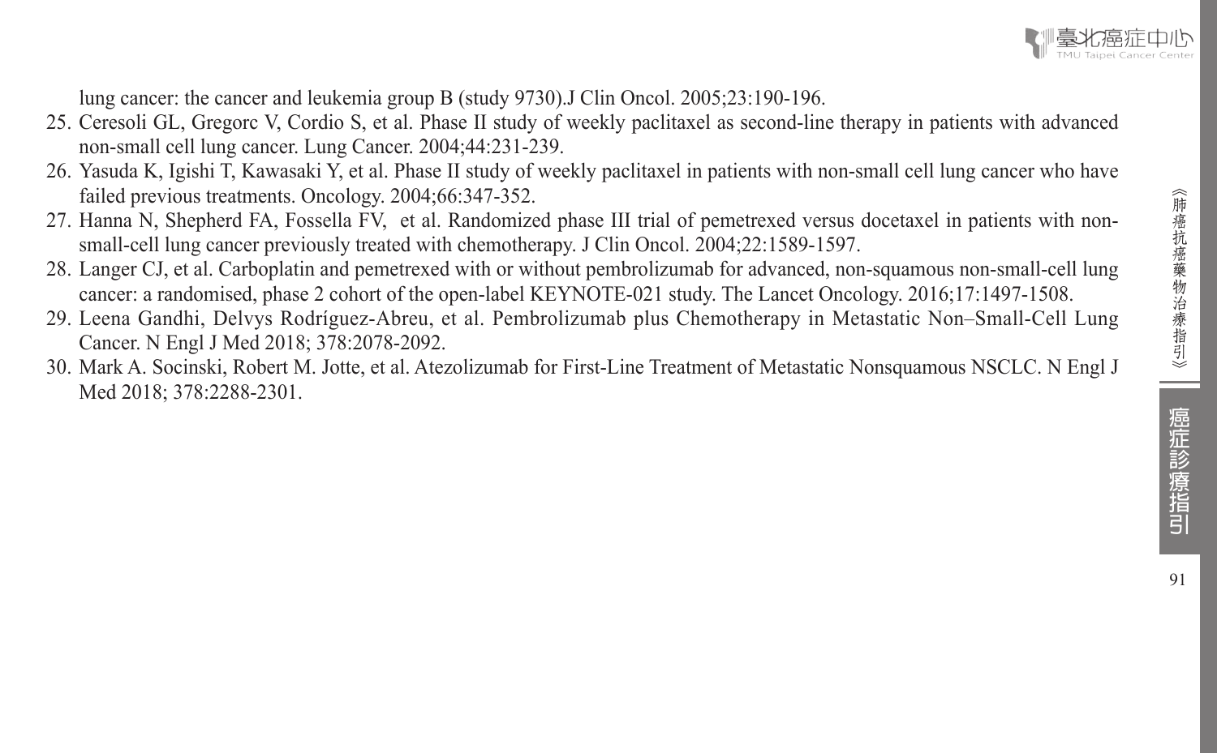lung cancer: the cancer and leukemia group B (study 9730).J Clin Oncol. 2005;23:190-196.

25. Ceresoli GL, Gregorc V, Cordio S, et al. Phase II study of weekly paclitaxel as second-line therapy in patients with advanced non-small cell lung cancer. Lung Cancer. 2004;44:231-239.
26. Yasuda K, Igishi T, Kawasaki Y, et al. Phase II study of weekly paclitaxel in patients with non-small cell lung cancer who have failed previous treatments. Oncology. 2004;66:347-352.
27. Hanna N, Shepherd FA, Fossella FV, et al. Randomized phase III trial of pemetrexed versus docetaxel in patients with non-small-cell lung cancer previously treated with chemotherapy. J Clin Oncol. 2004;22:1589-1597.
28. Langer CJ, et al. Carboplatin and pemetrexed with or without pembrolizumab for advanced, non-squamous non-small-cell lung cancer: a randomised, phase 2 cohort of the open-label KEYNOTE-021 study. The Lancet Oncology. 2016;17:1497-1508.
29. Leena Gandhi, Delvys Rodríguez-Abreu, et al. Pembrolizumab plus Chemotherapy in Metastatic Non–Small-Cell Lung Cancer. N Engl J Med 2018; 378:2078-2092.
30. Mark A. Socinski, Robert M. Jotte, et al. Atezolizumab for First-Line Treatment of Metastatic Nonsquamous NSCLC. N Engl J Med 2018; 378:2288-2301.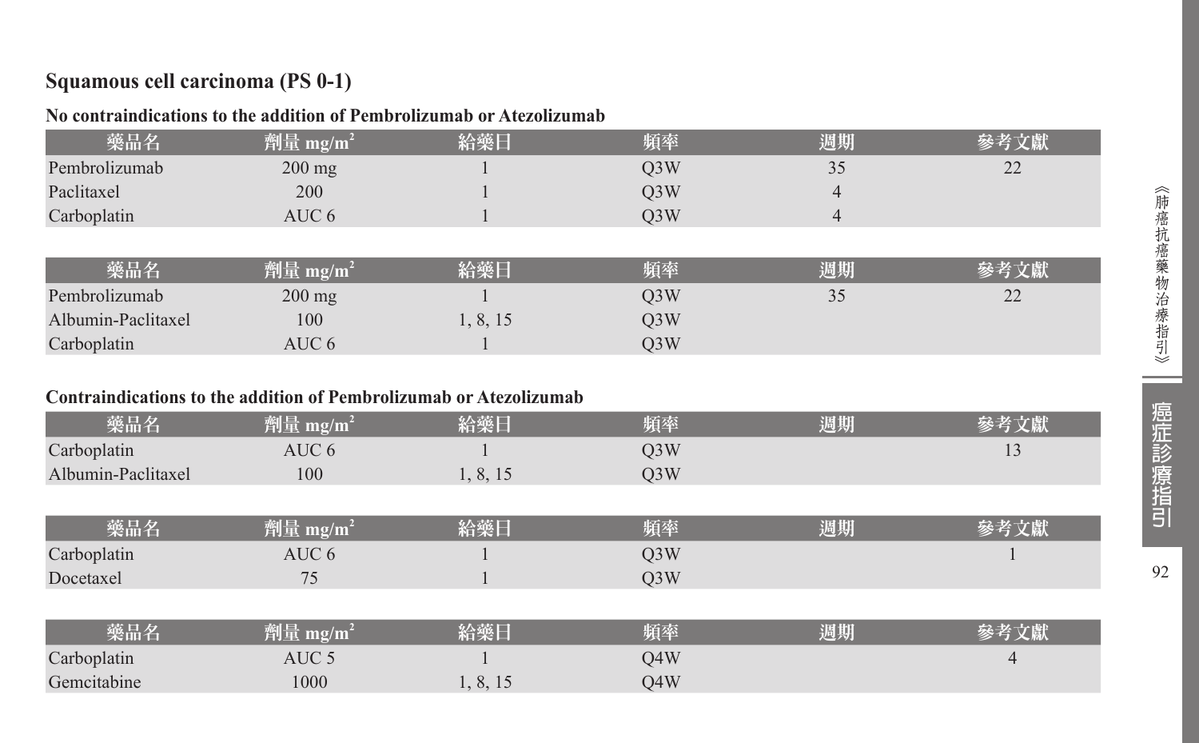## Squamous cell carcinoma (PS 0-1)

### No contraindications to the addition of Pembrolizumab or Atezolizumab

| 藥品名 | 劑量 mg/m² | 給藥日 | 頻率 | 週期 | 參考文獻 |
|---|---|---|---|---|---|
| Pembrolizumab | 200 mg | 1 | Q3W | 35 | 22 |
| Paclitaxel | 200 | 1 | Q3W | 4 | |
| Carboplatin | AUC 6 | 1 | Q3W | 4 | |

| 藥品名 | 劑量 mg/m² | 給藥日 | 頻率 | 週期 | 參考文獻 |
|---|---|---|---|---|---|
| Pembrolizumab | 200 mg | 1 | Q3W | 35 | 22 |
| Albumin-Paclitaxel | 100 | 1, 8, 15 | Q3W | | |
| Carboplatin | AUC 6 | 1 | Q3W | | |

### Contraindications to the addition of Pembrolizumab or Atezolizumab

| 藥品名 | 劑量 mg/m² | 給藥日 | 頻率 | 週期 | 參考文獻 |
|---|---|---|---|---|---|
| Carboplatin | AUC 6 | 1 | Q3W | | 13 |
| Albumin-Paclitaxel | 100 | 1, 8, 15 | Q3W | | |

| 藥品名 | 劑量 mg/m² | 給藥日 | 頻率 | 週期 | 參考文獻 |
|---|---|---|---|---|---|
| Carboplatin | AUC 6 | 1 | Q3W | | 1 |
| Docetaxel | 75 | 1 | Q3W | | |

| 藥品名 | 劑量 mg/m² | 給藥日 | 頻率 | 週期 | 參考文獻 |
|---|---|---|---|---|---|
| Carboplatin | AUC 5 | 1 | Q4W | | 4 |
| Gemcitabine | 1000 | 1, 8, 15 | Q4W | | |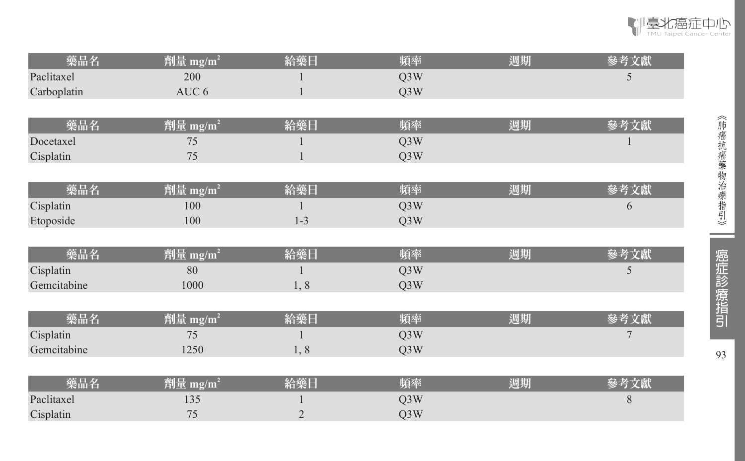| 藥品名 | 劑量 mg/m$^2$ | 給藥日 | 頻率 | 週期 | 參考文獻 |
|---|---|---|---|---|---|
| Paclitaxel | 200 | 1 | Q3W | | 5 |
| Carboplatin | AUC 6 | 1 | Q3W | | |

| 藥品名 | 劑量 mg/m$^2$ | 給藥日 | 頻率 | 週期 | 參考文獻 |
|---|---|---|---|---|---|
| Docetaxel | 75 | 1 | Q3W | | 1 |
| Cisplatin | 75 | 1 | Q3W | | |

| 藥品名 | 劑量 mg/m$^2$ | 給藥日 | 頻率 | 週期 | 參考文獻 |
|---|---|---|---|---|---|
| Cisplatin | 100 | 1 | Q3W | | 6 |
| Etoposide | 100 | 1-3 | Q3W | | |

| 藥品名 | 劑量 mg/m$^2$ | 給藥日 | 頻率 | 週期 | 參考文獻 |
|---|---|---|---|---|---|
| Cisplatin | 80 | 1 | Q3W | | 5 |
| Gemcitabine | 1000 | 1, 8 | Q3W | | |

| 藥品名 | 劑量 mg/m$^2$ | 給藥日 | 頻率 | 週期 | 參考文獻 |
|---|---|---|---|---|---|
| Cisplatin | 75 | 1 | Q3W | | 7 |
| Gemcitabine | 1250 | 1, 8 | Q3W | | |

| 藥品名 | 劑量 mg/m$^2$ | 給藥日 | 頻率 | 週期 | 參考文獻 |
|---|---|---|---|---|---|
| Paclitaxel | 135 | 1 | Q3W | | 8 |
| Cisplatin | 75 | 2 | Q3W | | |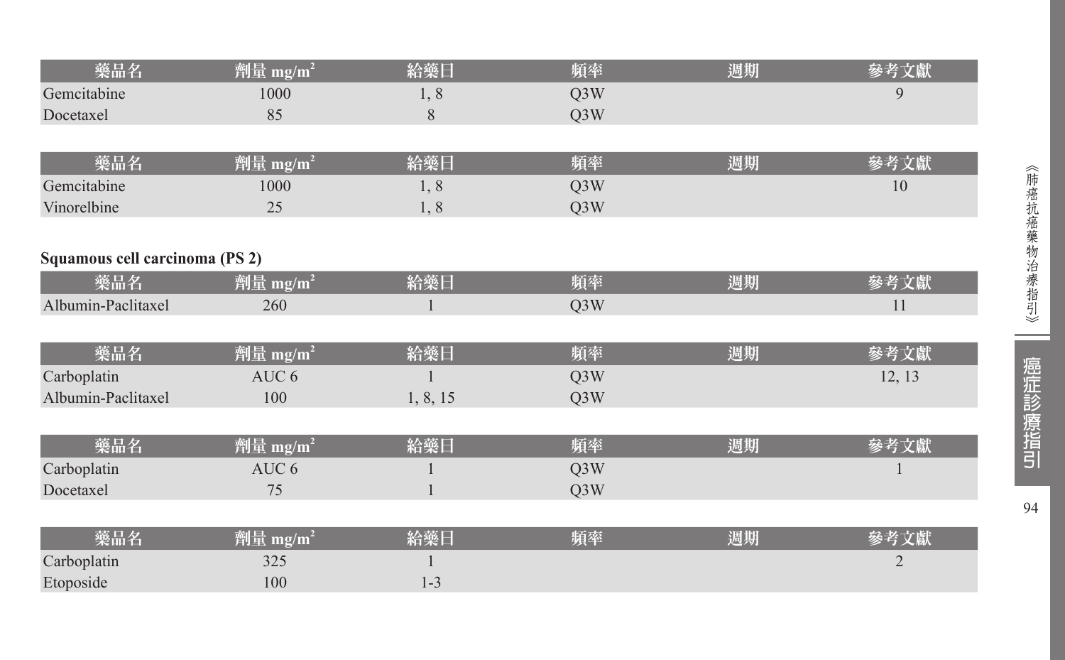| 藥品名 | 劑量 mg/m$^2$ | 給藥日 | 頻率 | 週期 | 參考文獻 |
|---|---|---|---|---|---|
| Gemcitabine | 1000 | 1, 8 | Q3W | | 9 |
| Docetaxel | 85 | 8 | Q3W | | |

| 藥品名 | 劑量 mg/m$^2$ | 給藥日 | 頻率 | 週期 | 參考文獻 |
|---|---|---|---|---|---|
| Gemcitabine | 1000 | 1, 8 | Q3W | | 10 |
| Vinorelbine | 25 | 1, 8 | Q3W | | |

**Squamous cell carcinoma (PS 2)**

| 藥品名 | 劑量 mg/m$^2$ | 給藥日 | 頻率 | 週期 | 參考文獻 |
|---|---|---|---|---|---|
| Albumin-Paclitaxel | 260 | 1 | Q3W | | 11 |

| 藥品名 | 劑量 mg/m$^2$ | 給藥日 | 頻率 | 週期 | 參考文獻 |
|---|---|---|---|---|---|
| Carboplatin | AUC 6 | 1 | Q3W | | 12, 13 |
| Albumin-Paclitaxel | 100 | 1, 8, 15 | Q3W | | |

| 藥品名 | 劑量 mg/m$^2$ | 給藥日 | 頻率 | 週期 | 參考文獻 |
|---|---|---|---|---|---|
| Carboplatin | AUC 6 | 1 | Q3W | | 1 |
| Docetaxel | 75 | 1 | Q3W | | |

| 藥品名 | 劑量 mg/m$^2$ | 給藥日 | 頻率 | 週期 | 參考文獻 |
|---|---|---|---|---|---|
| Carboplatin | 325 | 1 | | | 2 |
| Etoposide | 100 | 1-3 | | | |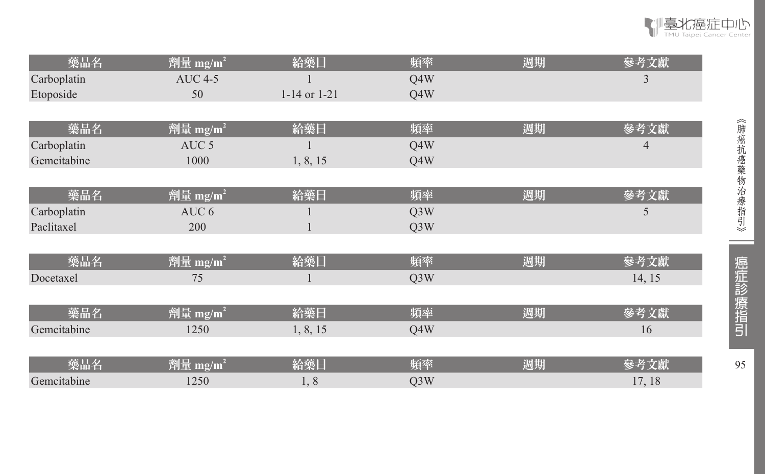| 藥品名 | 劑量 mg/m$^2$ | 給藥日 | 頻率 | 週期 | 參考文獻 |
|---|---|---|---|---|---|
| Carboplatin | AUC 4-5 | 1 | Q4W | | 3 |
| Etoposide | 50 | 1-14 or 1-21 | Q4W | | |

| 藥品名 | 劑量 mg/m$^2$ | 給藥日 | 頻率 | 週期 | 參考文獻 |
|---|---|---|---|---|---|
| Carboplatin | AUC 5 | 1 | Q4W | | 4 |
| Gemcitabine | 1000 | 1, 8, 15 | Q4W | | |

| 藥品名 | 劑量 mg/m$^2$ | 給藥日 | 頻率 | 週期 | 參考文獻 |
|---|---|---|---|---|---|
| Carboplatin | AUC 6 | 1 | Q3W | | 5 |
| Paclitaxel | 200 | 1 | Q3W | | |

| 藥品名 | 劑量 mg/m$^2$ | 給藥日 | 頻率 | 週期 | 參考文獻 |
|---|---|---|---|---|---|
| Docetaxel | 75 | 1 | Q3W | | 14, 15 |

| 藥品名 | 劑量 mg/m$^2$ | 給藥日 | 頻率 | 週期 | 參考文獻 |
|---|---|---|---|---|---|
| Gemcitabine | 1250 | 1, 8, 15 | Q4W | | 16 |

| 藥品名 | 劑量 mg/m$^2$ | 給藥日 | 頻率 | 週期 | 參考文獻 |
|---|---|---|---|---|---|
| Gemcitabine | 1250 | 1, 8 | Q3W | | 17, 18 |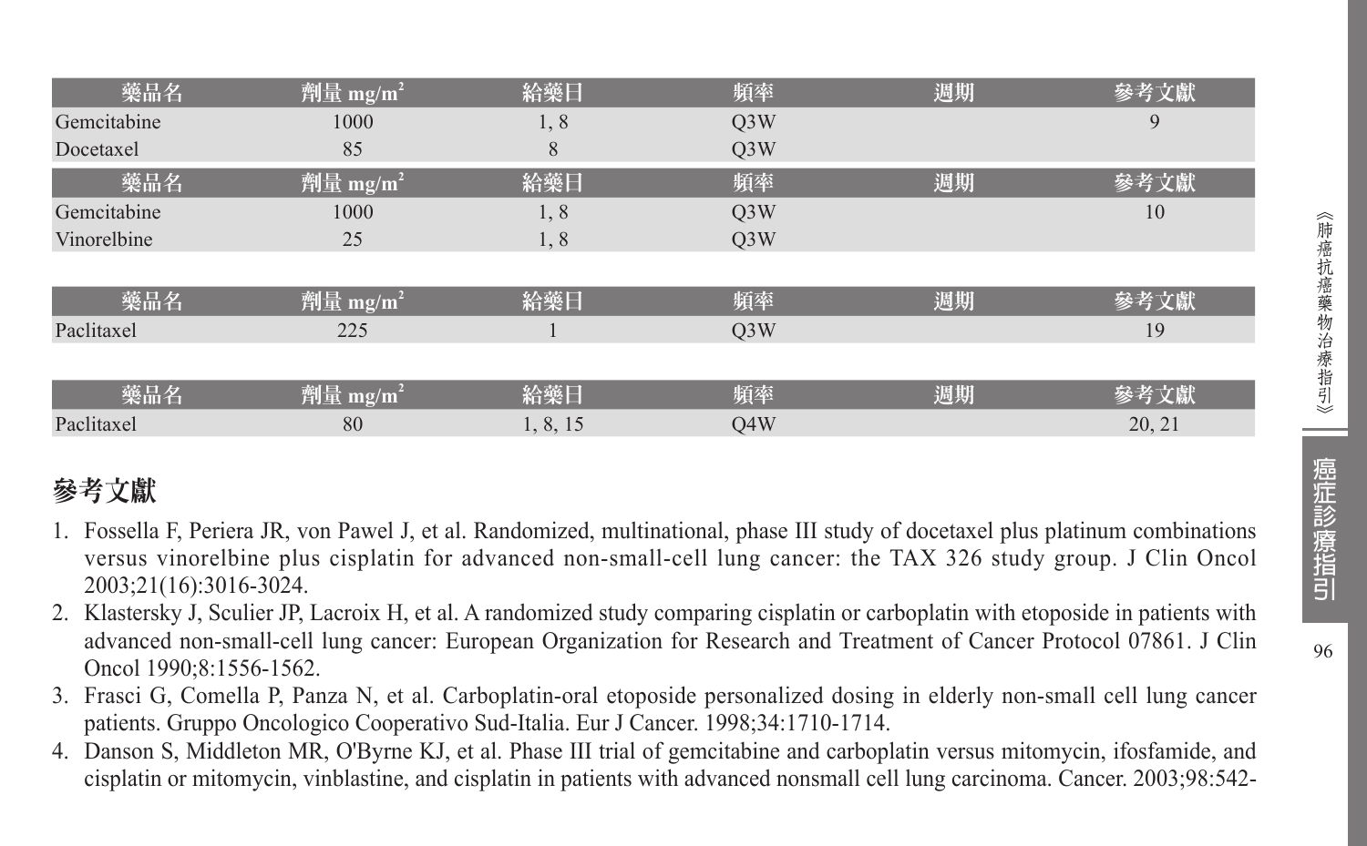| 藥品名 | 劑量 mg/m$^2$ | 給藥日 | 頻率 | 週期 | 參考文獻 |
|---|---|---|---|---|---|
| Gemcitabine | 1000 | 1, 8 | Q3W | | 9 |
| Docetaxel | 85 | 8 | Q3W | | |

| 藥品名 | 劑量 mg/m$^2$ | 給藥日 | 頻率 | 週期 | 參考文獻 |
|---|---|---|---|---|---|
| Gemcitabine | 1000 | 1, 8 | Q3W | | 10 |
| Vinorelbine | 25 | 1, 8 | Q3W | | |

| 藥品名 | 劑量 mg/m$^2$ | 給藥日 | 頻率 | 週期 | 參考文獻 |
|---|---|---|---|---|---|
| Paclitaxel | 225 | 1 | Q3W | | 19 |

| 藥品名 | 劑量 mg/m$^2$ | 給藥日 | 頻率 | 週期 | 參考文獻 |
|---|---|---|---|---|---|
| Paclitaxel | 80 | 1, 8, 15 | Q4W | | 20, 21 |

## 參考文獻

1. Fossella F, Periera JR, von Pawel J, et al. Randomized, multinational, phase III study of docetaxel plus platinum combinations versus vinorelbine plus cisplatin for advanced non-small-cell lung cancer: the TAX 326 study group. J Clin Oncol 2003;21(16):3016-3024.
2. Klastersky J, Sculier JP, Lacroix H, et al. A randomized study comparing cisplatin or carboplatin with etoposide in patients with advanced non-small-cell lung cancer: European Organization for Research and Treatment of Cancer Protocol 07861. J Clin Oncol 1990;8:1556-1562.
3. Frasci G, Comella P, Panza N, et al. Carboplatin-oral etoposide personalized dosing in elderly non-small cell lung cancer patients. Gruppo Oncologico Cooperativo Sud-Italia. Eur J Cancer. 1998;34:1710-1714.
4. Danson S, Middleton MR, O'Byrne KJ, et al. Phase III trial of gemcitabine and carboplatin versus mitomycin, ifosfamide, and cisplatin or mitomycin, vinblastine, and cisplatin in patients with advanced nonsmall cell lung carcinoma. Cancer. 2003;98:542-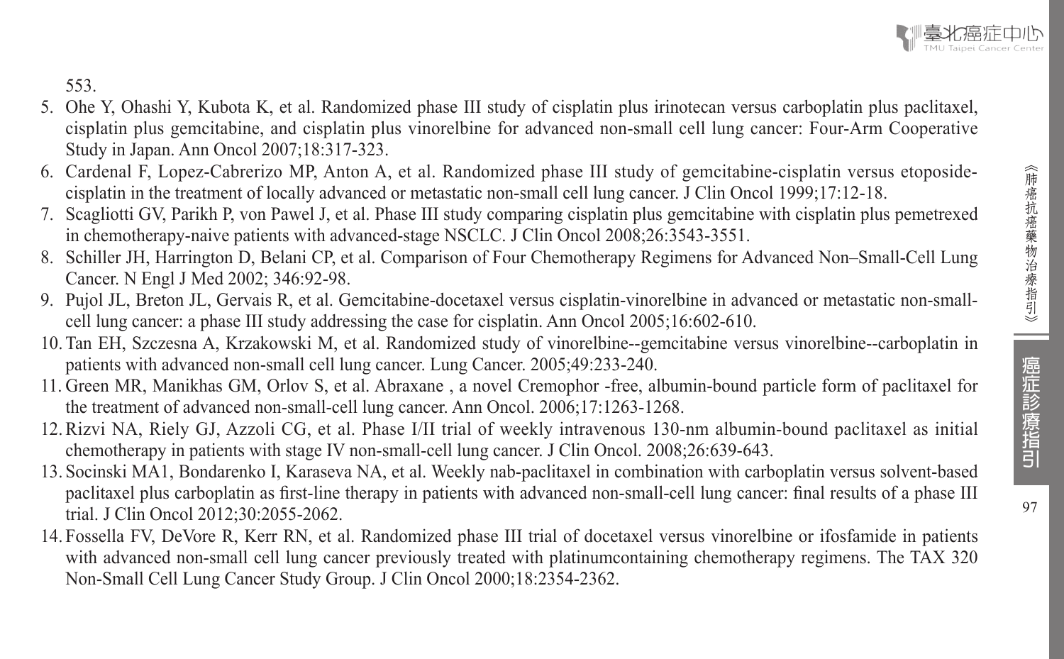553.

5. Ohe Y, Ohashi Y, Kubota K, et al. Randomized phase III study of cisplatin plus irinotecan versus carboplatin plus paclitaxel, cisplatin plus gemcitabine, and cisplatin plus vinorelbine for advanced non-small cell lung cancer: Four-Arm Cooperative Study in Japan. Ann Oncol 2007;18:317-323.
6. Cardenal F, Lopez-Cabrerizo MP, Anton A, et al. Randomized phase III study of gemcitabine-cisplatin versus etoposide-cisplatin in the treatment of locally advanced or metastatic non-small cell lung cancer. J Clin Oncol 1999;17:12-18.
7. Scagliotti GV, Parikh P, von Pawel J, et al. Phase III study comparing cisplatin plus gemcitabine with cisplatin plus pemetrexed in chemotherapy-naive patients with advanced-stage NSCLC. J Clin Oncol 2008;26:3543-3551.
8. Schiller JH, Harrington D, Belani CP, et al. Comparison of Four Chemotherapy Regimens for Advanced Non–Small-Cell Lung Cancer. N Engl J Med 2002; 346:92-98.
9. Pujol JL, Breton JL, Gervais R, et al. Gemcitabine-docetaxel versus cisplatin-vinorelbine in advanced or metastatic non-small-cell lung cancer: a phase III study addressing the case for cisplatin. Ann Oncol 2005;16:602-610.
10. Tan EH, Szczesna A, Krzakowski M, et al. Randomized study of vinorelbine--gemcitabine versus vinorelbine--carboplatin in patients with advanced non-small cell lung cancer. Lung Cancer. 2005;49:233-240.
11. Green MR, Manikhas GM, Orlov S, et al. Abraxane , a novel Cremophor -free, albumin-bound particle form of paclitaxel for the treatment of advanced non-small-cell lung cancer. Ann Oncol. 2006;17:1263-1268.
12. Rizvi NA, Riely GJ, Azzoli CG, et al. Phase I/II trial of weekly intravenous 130-nm albumin-bound paclitaxel as initial chemotherapy in patients with stage IV non-small-cell lung cancer. J Clin Oncol. 2008;26:639-643.
13. Socinski MA1, Bondarenko I, Karaseva NA, et al. Weekly nab-paclitaxel in combination with carboplatin versus solvent-based paclitaxel plus carboplatin as first-line therapy in patients with advanced non-small-cell lung cancer: final results of a phase III trial. J Clin Oncol 2012;30:2055-2062.
14. Fossella FV, DeVore R, Kerr RN, et al. Randomized phase III trial of docetaxel versus vinorelbine or ifosfamide in patients with advanced non-small cell lung cancer previously treated with platinumcontaining chemotherapy regimens. The TAX 320 Non-Small Cell Lung Cancer Study Group. J Clin Oncol 2000;18:2354-2362.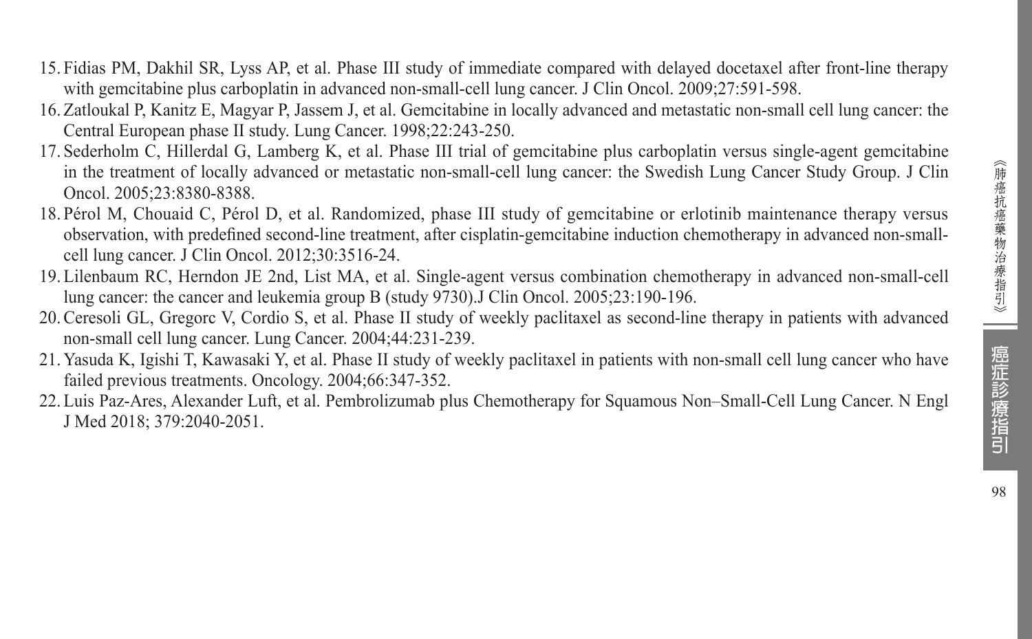15. Fidias PM, Dakhil SR, Lyss AP, et al. Phase III study of immediate compared with delayed docetaxel after front-line therapy with gemcitabine plus carboplatin in advanced non-small-cell lung cancer. J Clin Oncol. 2009;27:591-598.
16. Zatloukal P, Kanitz E, Magyar P, Jassem J, et al. Gemcitabine in locally advanced and metastatic non-small cell lung cancer: the Central European phase II study. Lung Cancer. 1998;22:243-250.
17. Sederholm C, Hillerdal G, Lamberg K, et al. Phase III trial of gemcitabine plus carboplatin versus single-agent gemcitabine in the treatment of locally advanced or metastatic non-small-cell lung cancer: the Swedish Lung Cancer Study Group. J Clin Oncol. 2005;23:8380-8388.
18. Pérol M, Chouaid C, Pérol D, et al. Randomized, phase III study of gemcitabine or erlotinib maintenance therapy versus observation, with predefined second-line treatment, after cisplatin-gemcitabine induction chemotherapy in advanced non-small-cell lung cancer. J Clin Oncol. 2012;30:3516-24.
19. Lilenbaum RC, Herndon JE 2nd, List MA, et al. Single-agent versus combination chemotherapy in advanced non-small-cell lung cancer: the cancer and leukemia group B (study 9730).J Clin Oncol. 2005;23:190-196.
20. Ceresoli GL, Gregorc V, Cordio S, et al. Phase II study of weekly paclitaxel as second-line therapy in patients with advanced non-small cell lung cancer. Lung Cancer. 2004;44:231-239.
21. Yasuda K, Igishi T, Kawasaki Y, et al. Phase II study of weekly paclitaxel in patients with non-small cell lung cancer who have failed previous treatments. Oncology. 2004;66:347-352.
22. Luis Paz-Ares, Alexander Luft, et al. Pembrolizumab plus Chemotherapy for Squamous Non–Small-Cell Lung Cancer. N Engl J Med 2018; 379:2040-2051.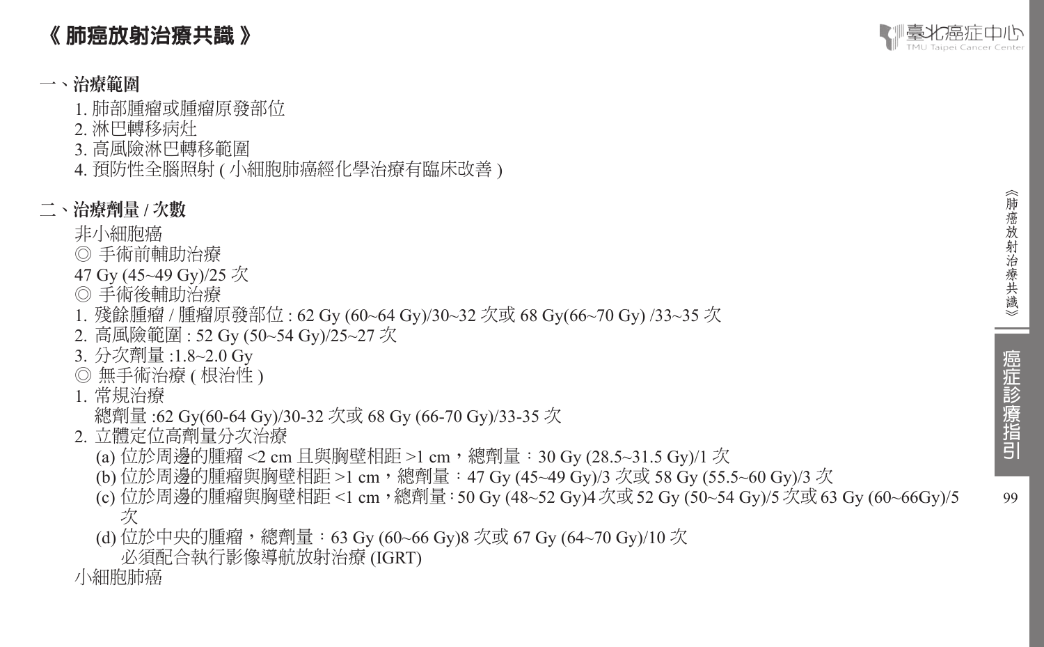# 《 肺癌放射治療共識 》

## 一、治療範圍

1. 肺部腫瘤或腫瘤原發部位
2. 淋巴轉移病灶
3. 高風險淋巴轉移範圍
4. 預防性全腦照射 ( 小細胞肺癌經化學治療有臨床改善 )

## 二、治療劑量 / 次數

非小細胞癌

◎ 手術前輔助治療

47 Gy (45~49 Gy)/25 次

◎ 手術後輔助治療

1. 殘餘腫瘤 / 腫瘤原發部位 : 62 Gy (60~64 Gy)/30~32 次或 68 Gy(66~70 Gy) /33~35 次
2. 高風險範圍 : 52 Gy (50~54 Gy)/25~27 次
3. 分次劑量 :1.8~2.0 Gy

◎ 無手術治療 ( 根治性 )

1. 常規治療
   總劑量 :62 Gy(60-64 Gy)/30-32 次或 68 Gy (66-70 Gy)/33-35 次
2. 立體定位高劑量分次治療
   (a) 位於周邊的腫瘤 <2 cm 且與胸壁相距 >1 cm，總劑量：30 Gy (28.5~31.5 Gy)/1 次
   (b) 位於周邊的腫瘤與胸壁相距 >1 cm，總劑量：47 Gy (45~49 Gy)/3 次或 58 Gy (55.5~60 Gy)/3 次
   (c) 位於周邊的腫瘤與胸壁相距 <1 cm，總劑量 : 50 Gy (48~52 Gy)4 次或 52 Gy (50~54 Gy)/5 次或 63 Gy (60~66Gy)/5 次
   (d) 位於中央的腫瘤，總劑量：63 Gy (60~66 Gy)8 次或 67 Gy (64~70 Gy)/10 次
   必須配合執行影像導航放射治療 (IGRT)

小細胞肺癌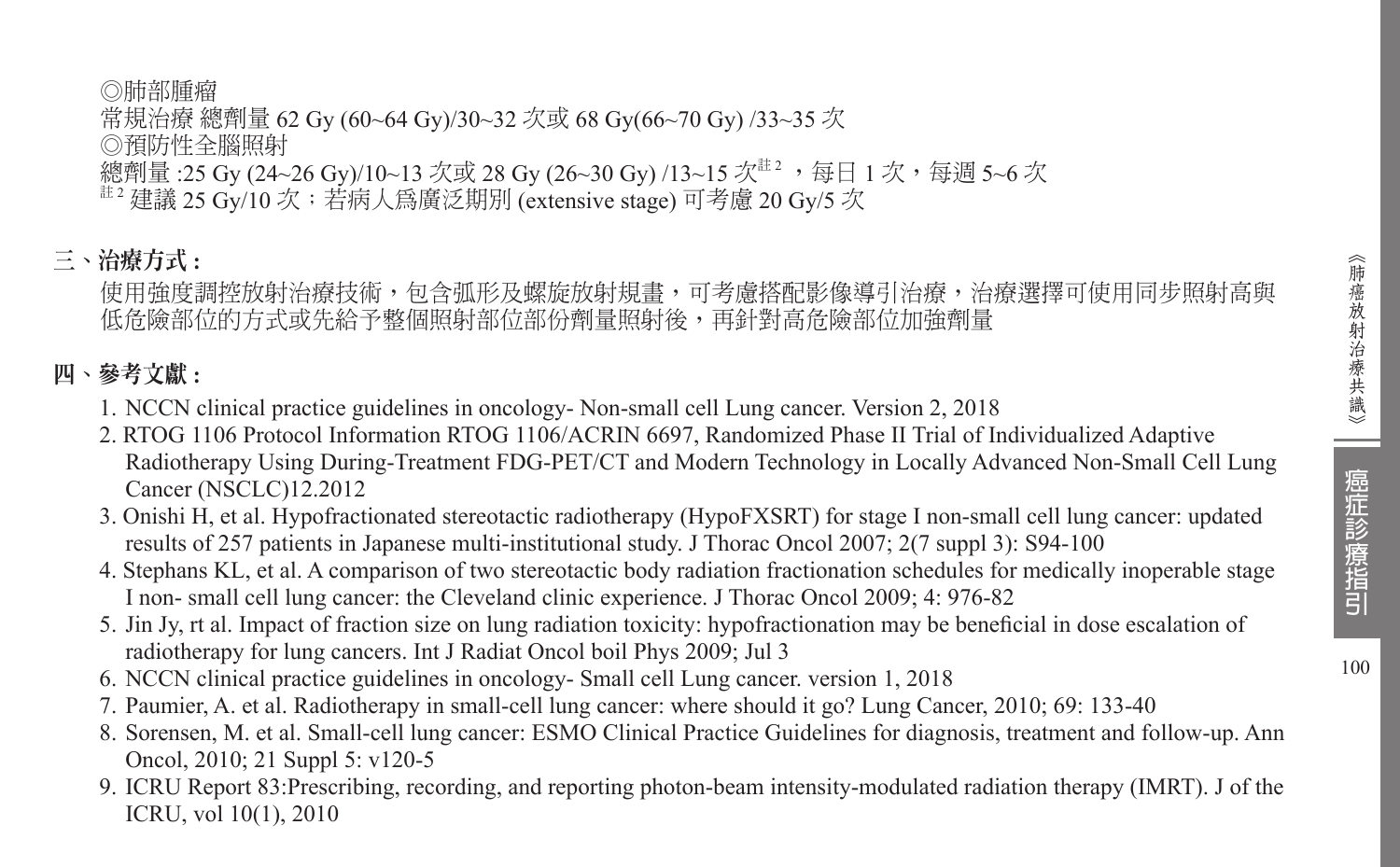◎肺部腫瘤

常規治療 總劑量 62 Gy (60~64 Gy)/30~32 次或 68 Gy(66~70 Gy) /33~35 次

◎預防性全腦照射

總劑量 :25 Gy (24~26 Gy)/10~13 次或 28 Gy (26~30 Gy) /13~15 次[註2]，每日 1 次，每週 5~6 次

[註2] 建議 25 Gy/10 次；若病人爲廣泛期別 (extensive stage) 可考慮 20 Gy/5 次

## 三、治療方式 :

使用強度調控放射治療技術，包含弧形及螺旋放射規畫，可考慮搭配影像導引治療，治療選擇可使用同步照射高與低危險部位的方式或先給予整個照射部位部份劑量照射後，再針對高危險部位加強劑量

## 四、參考文獻 :

1. NCCN clinical practice guidelines in oncology- Non-small cell Lung cancer. Version 2, 2018
2. RTOG 1106 Protocol Information RTOG 1106/ACRIN 6697, Randomized Phase II Trial of Individualized Adaptive Radiotherapy Using During-Treatment FDG-PET/CT and Modern Technology in Locally Advanced Non-Small Cell Lung Cancer (NSCLC)12.2012
3. Onishi H, et al. Hypofractionated stereotactic radiotherapy (HypoFXSRT) for stage I non-small cell lung cancer: updated results of 257 patients in Japanese multi-institutional study. J Thorac Oncol 2007; 2(7 suppl 3): S94-100
4. Stephans KL, et al. A comparison of two stereotactic body radiation fractionation schedules for medically inoperable stage I non- small cell lung cancer: the Cleveland clinic experience. J Thorac Oncol 2009; 4: 976-82
5. Jin Jy, rt al. Impact of fraction size on lung radiation toxicity: hypofractionation may be beneficial in dose escalation of radiotherapy for lung cancers. Int J Radiat Oncol boil Phys 2009; Jul 3
6. NCCN clinical practice guidelines in oncology- Small cell Lung cancer. version 1, 2018
7. Paumier, A. et al. Radiotherapy in small-cell lung cancer: where should it go? Lung Cancer, 2010; 69: 133-40
8. Sorensen, M. et al. Small-cell lung cancer: ESMO Clinical Practice Guidelines for diagnosis, treatment and follow-up. Ann Oncol, 2010; 21 Suppl 5: v120-5
9. ICRU Report 83:Prescribing, recording, and reporting photon-beam intensity-modulated radiation therapy (IMRT). J of the ICRU, vol 10(1), 2010